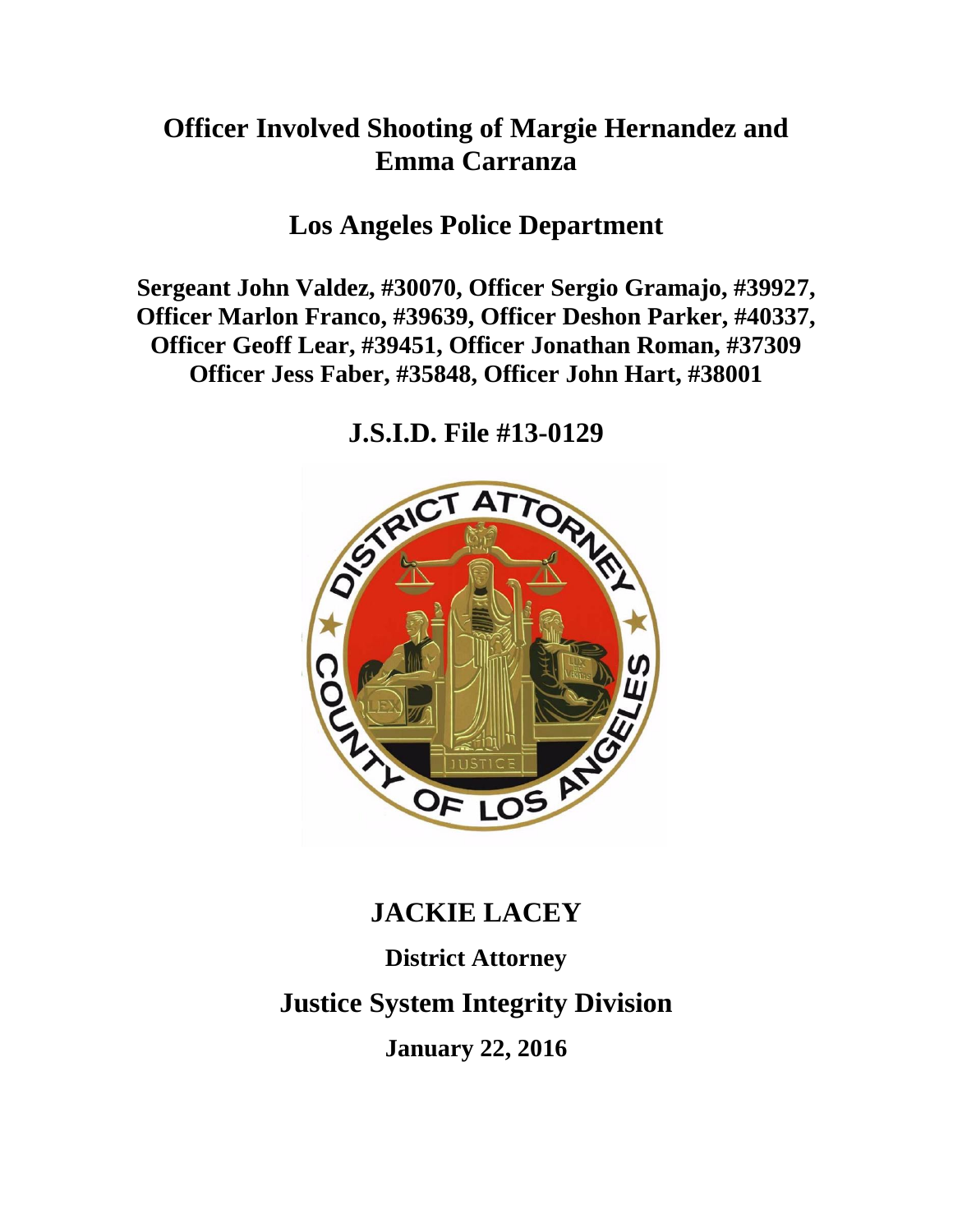# Officer Involved Shooting of Margie Hernandez and Emma Carranza

## Los Angeles Police Department

**Sergeant John Valdez, #30070, Officer Sergio Gramajo, #39927, Officer Marlon Franco, #39639, Officer Deshon Parker, #40337, Officer Geoff Lear, #39451, Officer Jonathan Roman, #37309 Officer Jess Faber, #35848, Officer John Hart, #38001**

## J.S.I.D. File #13-0129

## JACKIE LACEY

**District Attorney**

## Justice System Integrity Division

**January 22, 2016**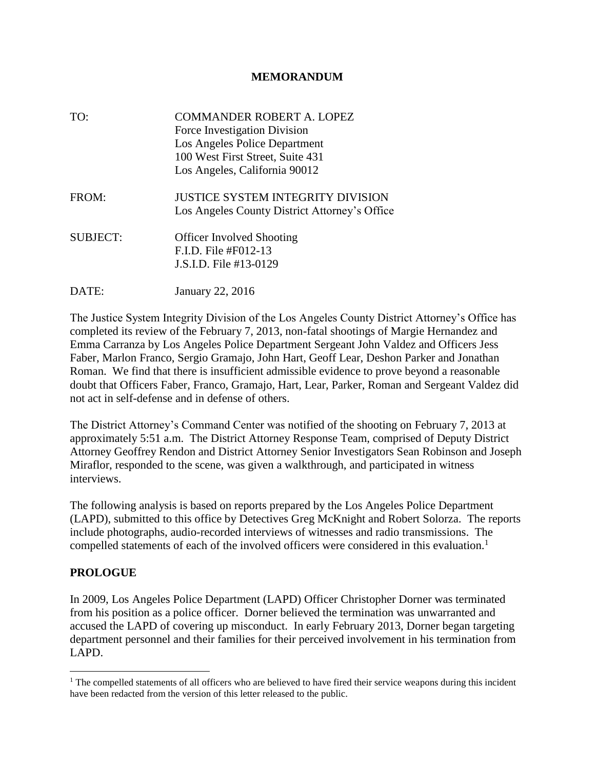**MEMORANDUM**

TO: COMMANDER ROBERT A. LOPEZ
Force Investigation Division
Los Angeles Police Department
100 West First Street, Suite 431
Los Angeles, California 90012

FROM: JUSTICE SYSTEM INTEGRITY DIVISION
Los Angeles County District Attorney's Office

SUBJECT: Officer Involved Shooting
F.I.D. File #F012-13
J.S.I.D. File #13-0129

DATE: January 22, 2016

The Justice System Integrity Division of the Los Angeles County District Attorney's Office has completed its review of the February 7, 2013, non-fatal shootings of Margie Hernandez and Emma Carranza by Los Angeles Police Department Sergeant John Valdez and Officers Jess Faber, Marlon Franco, Sergio Gramajo, John Hart, Geoff Lear, Deshon Parker and Jonathan Roman. We find that there is insufficient admissible evidence to prove beyond a reasonable doubt that Officers Faber, Franco, Gramajo, Hart, Lear, Parker, Roman and Sergeant Valdez did not act in self-defense and in defense of others.

The District Attorney's Command Center was notified of the shooting on February 7, 2013 at approximately 5:51 a.m. The District Attorney Response Team, comprised of Deputy District Attorney Geoffrey Rendon and District Attorney Senior Investigators Sean Robinson and Joseph Miraflor, responded to the scene, was given a walkthrough, and participated in witness interviews.

The following analysis is based on reports prepared by the Los Angeles Police Department (LAPD), submitted to this office by Detectives Greg McKnight and Robert Solorza. The reports include photographs, audio-recorded interviews of witnesses and radio transmissions. The compelled statements of each of the involved officers were considered in this evaluation.[1]

## PROLOGUE

In 2009, Los Angeles Police Department (LAPD) Officer Christopher Dorner was terminated from his position as a police officer. Dorner believed the termination was unwarranted and accused the LAPD of covering up misconduct. In early February 2013, Dorner began targeting department personnel and their families for their perceived involvement in his termination from LAPD.

[1] The compelled statements of all officers who are believed to have fired their service weapons during this incident have been redacted from the version of this letter released to the public.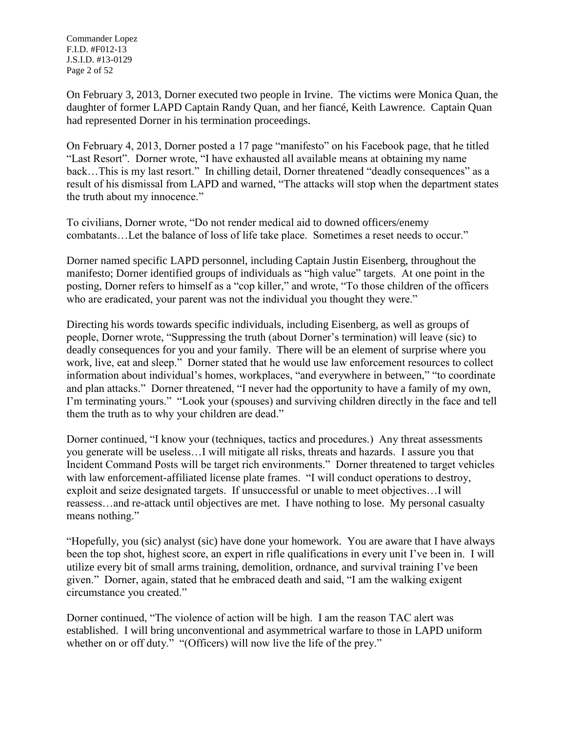On February 3, 2013, Dorner executed two people in Irvine. The victims were Monica Quan, the daughter of former LAPD Captain Randy Quan, and her fiancé, Keith Lawrence. Captain Quan had represented Dorner in his termination proceedings.

On February 4, 2013, Dorner posted a 17 page "manifesto" on his Facebook page, that he titled "Last Resort". Dorner wrote, "I have exhausted all available means at obtaining my name back…This is my last resort." In chilling detail, Dorner threatened "deadly consequences" as a result of his dismissal from LAPD and warned, "The attacks will stop when the department states the truth about my innocence."

To civilians, Dorner wrote, "Do not render medical aid to downed officers/enemy combatants…Let the balance of loss of life take place. Sometimes a reset needs to occur."

Dorner named specific LAPD personnel, including Captain Justin Eisenberg, throughout the manifesto; Dorner identified groups of individuals as "high value" targets. At one point in the posting, Dorner refers to himself as a "cop killer," and wrote, "To those children of the officers who are eradicated, your parent was not the individual you thought they were."

Directing his words towards specific individuals, including Eisenberg, as well as groups of people, Dorner wrote, "Suppressing the truth (about Dorner's termination) will leave (sic) to deadly consequences for you and your family. There will be an element of surprise where you work, live, eat and sleep." Dorner stated that he would use law enforcement resources to collect information about individual's homes, workplaces, "and everywhere in between," "to coordinate and plan attacks." Dorner threatened, "I never had the opportunity to have a family of my own, I'm terminating yours." "Look your (spouses) and surviving children directly in the face and tell them the truth as to why your children are dead."

Dorner continued, "I know your (techniques, tactics and procedures.) Any threat assessments you generate will be useless…I will mitigate all risks, threats and hazards. I assure you that Incident Command Posts will be target rich environments." Dorner threatened to target vehicles with law enforcement-affiliated license plate frames. "I will conduct operations to destroy, exploit and seize designated targets. If unsuccessful or unable to meet objectives…I will reassess…and re-attack until objectives are met. I have nothing to lose. My personal casualty means nothing."

"Hopefully, you (sic) analyst (sic) have done your homework. You are aware that I have always been the top shot, highest score, an expert in rifle qualifications in every unit I've been in. I will utilize every bit of small arms training, demolition, ordnance, and survival training I've been given." Dorner, again, stated that he embraced death and said, "I am the walking exigent circumstance you created."

Dorner continued, "The violence of action will be high. I am the reason TAC alert was established. I will bring unconventional and asymmetrical warfare to those in LAPD uniform whether on or off duty." "(Officers) will now live the life of the prey."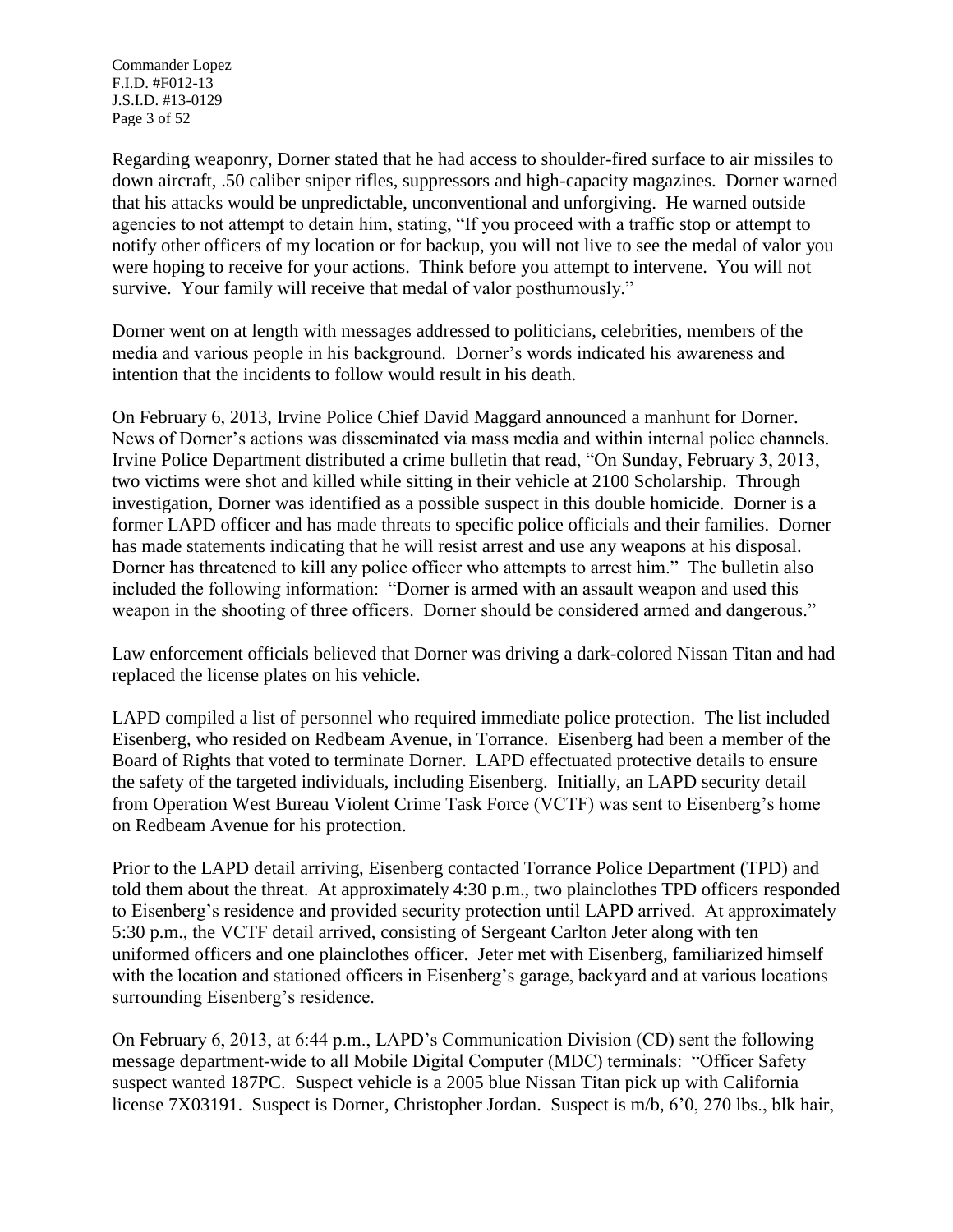Regarding weaponry, Dorner stated that he had access to shoulder-fired surface to air missiles to down aircraft, .50 caliber sniper rifles, suppressors and high-capacity magazines. Dorner warned that his attacks would be unpredictable, unconventional and unforgiving. He warned outside agencies to not attempt to detain him, stating, "If you proceed with a traffic stop or attempt to notify other officers of my location or for backup, you will not live to see the medal of valor you were hoping to receive for your actions. Think before you attempt to intervene. You will not survive. Your family will receive that medal of valor posthumously."

Dorner went on at length with messages addressed to politicians, celebrities, members of the media and various people in his background. Dorner's words indicated his awareness and intention that the incidents to follow would result in his death.

On February 6, 2013, Irvine Police Chief David Maggard announced a manhunt for Dorner. News of Dorner's actions was disseminated via mass media and within internal police channels. Irvine Police Department distributed a crime bulletin that read, "On Sunday, February 3, 2013, two victims were shot and killed while sitting in their vehicle at 2100 Scholarship. Through investigation, Dorner was identified as a possible suspect in this double homicide. Dorner is a former LAPD officer and has made threats to specific police officials and their families. Dorner has made statements indicating that he will resist arrest and use any weapons at his disposal. Dorner has threatened to kill any police officer who attempts to arrest him." The bulletin also included the following information: "Dorner is armed with an assault weapon and used this weapon in the shooting of three officers. Dorner should be considered armed and dangerous."

Law enforcement officials believed that Dorner was driving a dark-colored Nissan Titan and had replaced the license plates on his vehicle.

LAPD compiled a list of personnel who required immediate police protection. The list included Eisenberg, who resided on Redbeam Avenue, in Torrance. Eisenberg had been a member of the Board of Rights that voted to terminate Dorner. LAPD effectuated protective details to ensure the safety of the targeted individuals, including Eisenberg. Initially, an LAPD security detail from Operation West Bureau Violent Crime Task Force (VCTF) was sent to Eisenberg's home on Redbeam Avenue for his protection.

Prior to the LAPD detail arriving, Eisenberg contacted Torrance Police Department (TPD) and told them about the threat. At approximately 4:30 p.m., two plainclothes TPD officers responded to Eisenberg's residence and provided security protection until LAPD arrived. At approximately 5:30 p.m., the VCTF detail arrived, consisting of Sergeant Carlton Jeter along with ten uniformed officers and one plainclothes officer. Jeter met with Eisenberg, familiarized himself with the location and stationed officers in Eisenberg's garage, backyard and at various locations surrounding Eisenberg's residence.

On February 6, 2013, at 6:44 p.m., LAPD's Communication Division (CD) sent the following message department-wide to all Mobile Digital Computer (MDC) terminals: "Officer Safety suspect wanted 187PC. Suspect vehicle is a 2005 blue Nissan Titan pick up with California license 7X03191. Suspect is Dorner, Christopher Jordan. Suspect is m/b, 6'0, 270 lbs., blk hair,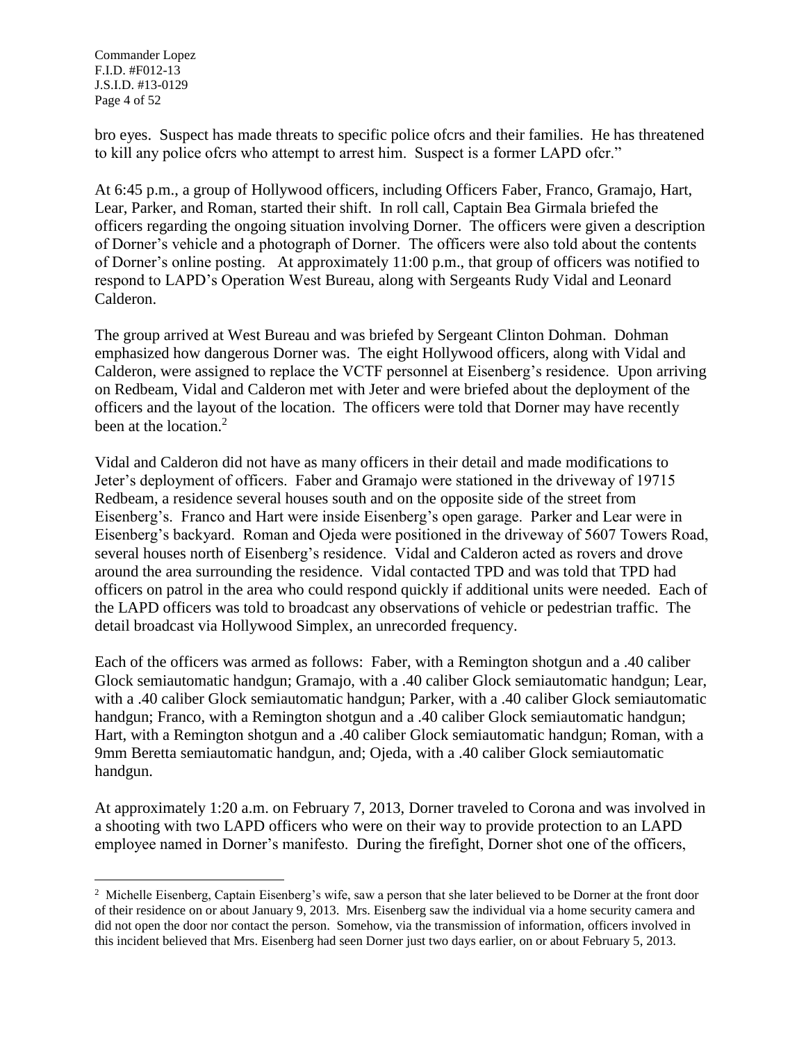bro eyes. Suspect has made threats to specific police ofcrs and their families. He has threatened to kill any police ofcrs who attempt to arrest him. Suspect is a former LAPD ofcr."

At 6:45 p.m., a group of Hollywood officers, including Officers Faber, Franco, Gramajo, Hart, Lear, Parker, and Roman, started their shift. In roll call, Captain Bea Girmala briefed the officers regarding the ongoing situation involving Dorner. The officers were given a description of Dorner's vehicle and a photograph of Dorner. The officers were also told about the contents of Dorner's online posting. At approximately 11:00 p.m., that group of officers was notified to respond to LAPD's Operation West Bureau, along with Sergeants Rudy Vidal and Leonard Calderon.

The group arrived at West Bureau and was briefed by Sergeant Clinton Dohman. Dohman emphasized how dangerous Dorner was. The eight Hollywood officers, along with Vidal and Calderon, were assigned to replace the VCTF personnel at Eisenberg's residence. Upon arriving on Redbeam, Vidal and Calderon met with Jeter and were briefed about the deployment of the officers and the layout of the location. The officers were told that Dorner may have recently been at the location.[2]

Vidal and Calderon did not have as many officers in their detail and made modifications to Jeter's deployment of officers. Faber and Gramajo were stationed in the driveway of 19715 Redbeam, a residence several houses south and on the opposite side of the street from Eisenberg's. Franco and Hart were inside Eisenberg's open garage. Parker and Lear were in Eisenberg's backyard. Roman and Ojeda were positioned in the driveway of 5607 Towers Road, several houses north of Eisenberg's residence. Vidal and Calderon acted as rovers and drove around the area surrounding the residence. Vidal contacted TPD and was told that TPD had officers on patrol in the area who could respond quickly if additional units were needed. Each of the LAPD officers was told to broadcast any observations of vehicle or pedestrian traffic. The detail broadcast via Hollywood Simplex, an unrecorded frequency.

Each of the officers was armed as follows: Faber, with a Remington shotgun and a .40 caliber Glock semiautomatic handgun; Gramajo, with a .40 caliber Glock semiautomatic handgun; Lear, with a .40 caliber Glock semiautomatic handgun; Parker, with a .40 caliber Glock semiautomatic handgun; Franco, with a Remington shotgun and a .40 caliber Glock semiautomatic handgun; Hart, with a Remington shotgun and a .40 caliber Glock semiautomatic handgun; Roman, with a 9mm Beretta semiautomatic handgun, and; Ojeda, with a .40 caliber Glock semiautomatic handgun.

At approximately 1:20 a.m. on February 7, 2013, Dorner traveled to Corona and was involved in a shooting with two LAPD officers who were on their way to provide protection to an LAPD employee named in Dorner's manifesto. During the firefight, Dorner shot one of the officers,

---

[2] Michelle Eisenberg, Captain Eisenberg's wife, saw a person that she later believed to be Dorner at the front door of their residence on or about January 9, 2013. Mrs. Eisenberg saw the individual via a home security camera and did not open the door nor contact the person. Somehow, via the transmission of information, officers involved in this incident believed that Mrs. Eisenberg had seen Dorner just two days earlier, on or about February 5, 2013.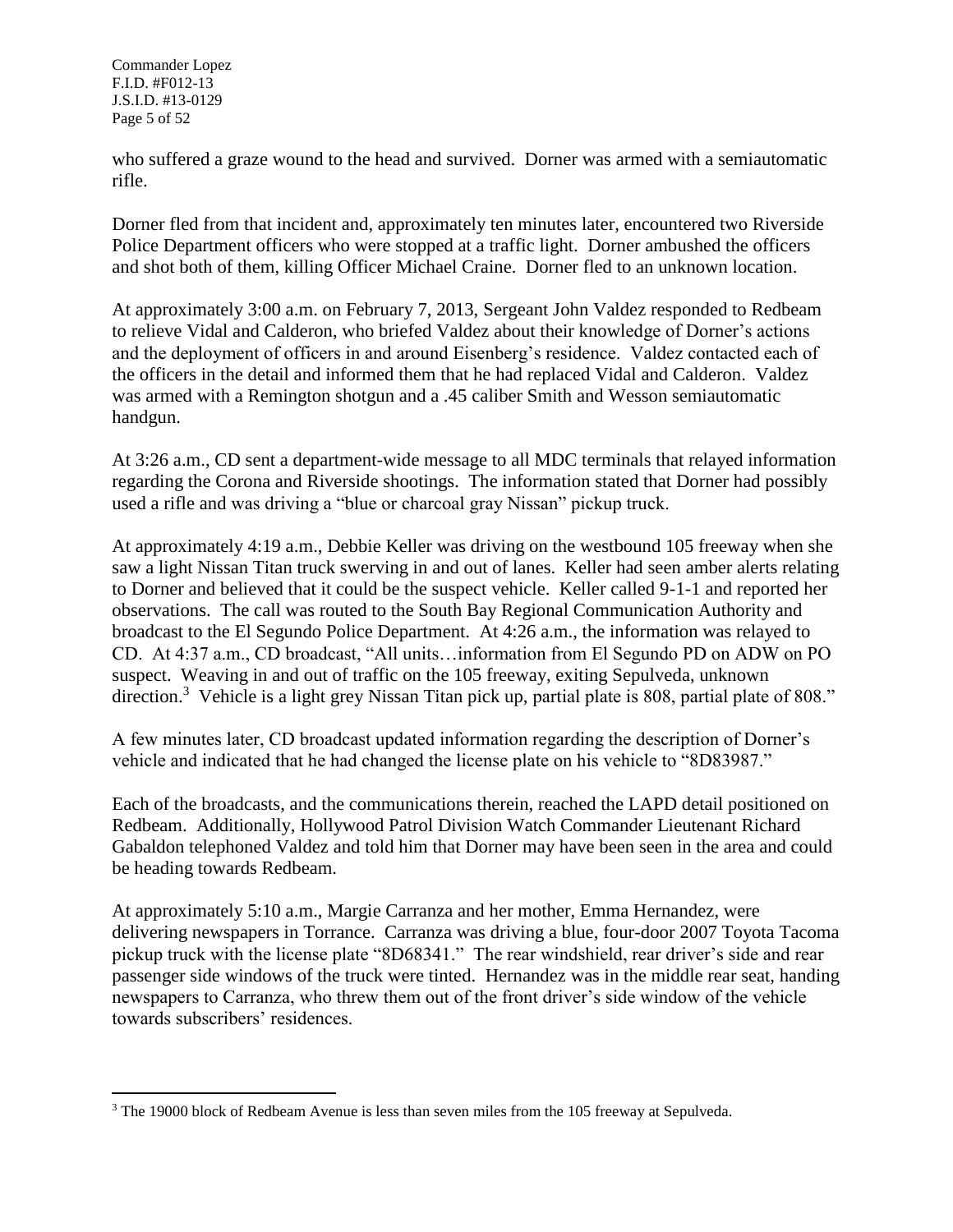who suffered a graze wound to the head and survived. Dorner was armed with a semiautomatic rifle.

Dorner fled from that incident and, approximately ten minutes later, encountered two Riverside Police Department officers who were stopped at a traffic light. Dorner ambushed the officers and shot both of them, killing Officer Michael Craine. Dorner fled to an unknown location.

At approximately 3:00 a.m. on February 7, 2013, Sergeant John Valdez responded to Redbeam to relieve Vidal and Calderon, who briefed Valdez about their knowledge of Dorner's actions and the deployment of officers in and around Eisenberg's residence. Valdez contacted each of the officers in the detail and informed them that he had replaced Vidal and Calderon. Valdez was armed with a Remington shotgun and a .45 caliber Smith and Wesson semiautomatic handgun.

At 3:26 a.m., CD sent a department-wide message to all MDC terminals that relayed information regarding the Corona and Riverside shootings. The information stated that Dorner had possibly used a rifle and was driving a "blue or charcoal gray Nissan" pickup truck.

At approximately 4:19 a.m., Debbie Keller was driving on the westbound 105 freeway when she saw a light Nissan Titan truck swerving in and out of lanes. Keller had seen amber alerts relating to Dorner and believed that it could be the suspect vehicle. Keller called 9-1-1 and reported her observations. The call was routed to the South Bay Regional Communication Authority and broadcast to the El Segundo Police Department. At 4:26 a.m., the information was relayed to CD. At 4:37 a.m., CD broadcast, "All units…information from El Segundo PD on ADW on PO suspect. Weaving in and out of traffic on the 105 freeway, exiting Sepulveda, unknown direction.[3] Vehicle is a light grey Nissan Titan pick up, partial plate is 808, partial plate of 808."

A few minutes later, CD broadcast updated information regarding the description of Dorner's vehicle and indicated that he had changed the license plate on his vehicle to "8D83987."

Each of the broadcasts, and the communications therein, reached the LAPD detail positioned on Redbeam. Additionally, Hollywood Patrol Division Watch Commander Lieutenant Richard Gabaldon telephoned Valdez and told him that Dorner may have been seen in the area and could be heading towards Redbeam.

At approximately 5:10 a.m., Margie Carranza and her mother, Emma Hernandez, were delivering newspapers in Torrance. Carranza was driving a blue, four-door 2007 Toyota Tacoma pickup truck with the license plate "8D68341." The rear windshield, rear driver's side and rear passenger side windows of the truck were tinted. Hernandez was in the middle rear seat, handing newspapers to Carranza, who threw them out of the front driver's side window of the vehicle towards subscribers' residences.

---

[3] The 19000 block of Redbeam Avenue is less than seven miles from the 105 freeway at Sepulveda.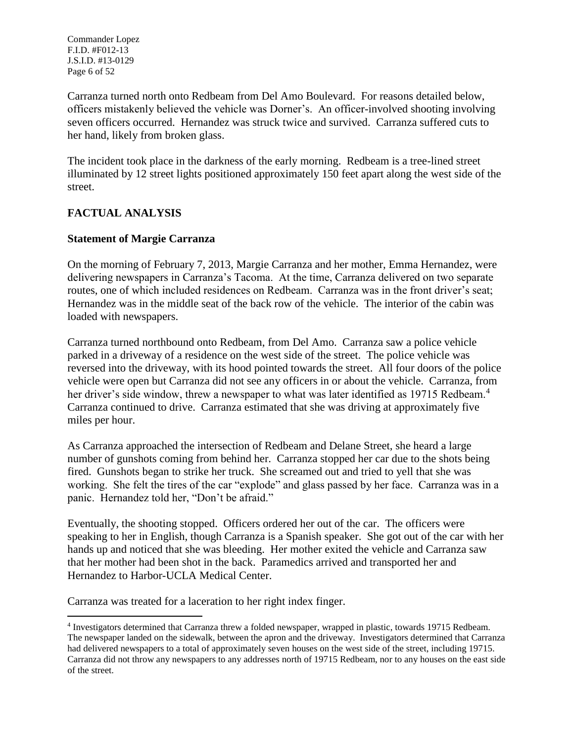Carranza turned north onto Redbeam from Del Amo Boulevard. For reasons detailed below, officers mistakenly believed the vehicle was Dorner's. An officer-involved shooting involving seven officers occurred. Hernandez was struck twice and survived. Carranza suffered cuts to her hand, likely from broken glass.

The incident took place in the darkness of the early morning. Redbeam is a tree-lined street illuminated by 12 street lights positioned approximately 150 feet apart along the west side of the street.

## FACTUAL ANALYSIS

### Statement of Margie Carranza

On the morning of February 7, 2013, Margie Carranza and her mother, Emma Hernandez, were delivering newspapers in Carranza's Tacoma. At the time, Carranza delivered on two separate routes, one of which included residences on Redbeam. Carranza was in the front driver's seat; Hernandez was in the middle seat of the back row of the vehicle. The interior of the cabin was loaded with newspapers.

Carranza turned northbound onto Redbeam, from Del Amo. Carranza saw a police vehicle parked in a driveway of a residence on the west side of the street. The police vehicle was reversed into the driveway, with its hood pointed towards the street. All four doors of the police vehicle were open but Carranza did not see any officers in or about the vehicle. Carranza, from her driver's side window, threw a newspaper to what was later identified as 19715 Redbeam.[4] Carranza continued to drive. Carranza estimated that she was driving at approximately five miles per hour.

As Carranza approached the intersection of Redbeam and Delane Street, she heard a large number of gunshots coming from behind her. Carranza stopped her car due to the shots being fired. Gunshots began to strike her truck. She screamed out and tried to yell that she was working. She felt the tires of the car "explode" and glass passed by her face. Carranza was in a panic. Hernandez told her, "Don't be afraid."

Eventually, the shooting stopped. Officers ordered her out of the car. The officers were speaking to her in English, though Carranza is a Spanish speaker. She got out of the car with her hands up and noticed that she was bleeding. Her mother exited the vehicle and Carranza saw that her mother had been shot in the back. Paramedics arrived and transported her and Hernandez to Harbor-UCLA Medical Center.

Carranza was treated for a laceration to her right index finger.

[4] Investigators determined that Carranza threw a folded newspaper, wrapped in plastic, towards 19715 Redbeam. The newspaper landed on the sidewalk, between the apron and the driveway. Investigators determined that Carranza had delivered newspapers to a total of approximately seven houses on the west side of the street, including 19715. Carranza did not throw any newspapers to any addresses north of 19715 Redbeam, nor to any houses on the east side of the street.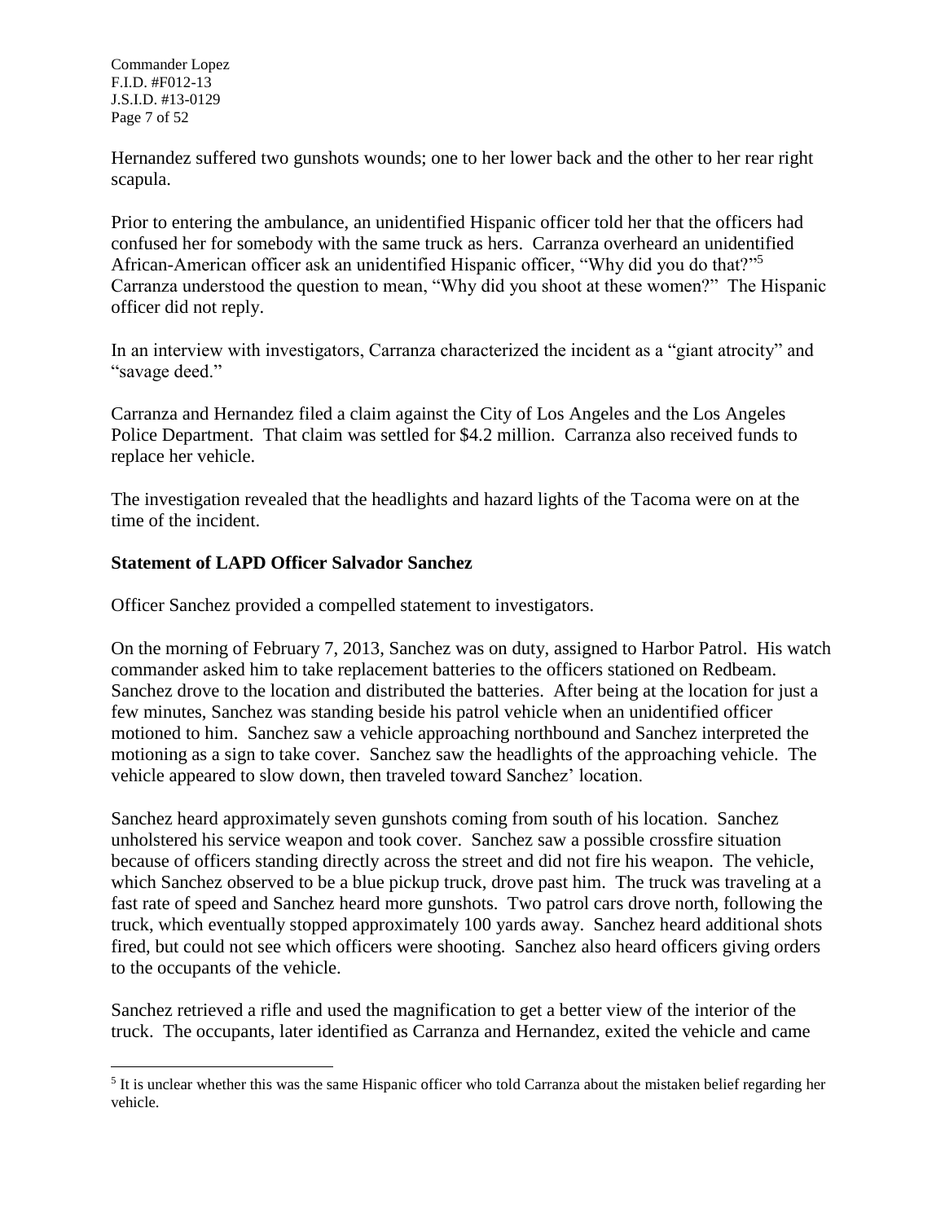Hernandez suffered two gunshots wounds; one to her lower back and the other to her rear right scapula.

Prior to entering the ambulance, an unidentified Hispanic officer told her that the officers had confused her for somebody with the same truck as hers. Carranza overheard an unidentified African-American officer ask an unidentified Hispanic officer, "Why did you do that?"[5] Carranza understood the question to mean, "Why did you shoot at these women?" The Hispanic officer did not reply.

In an interview with investigators, Carranza characterized the incident as a "giant atrocity" and "savage deed."

Carranza and Hernandez filed a claim against the City of Los Angeles and the Los Angeles Police Department. That claim was settled for $4.2 million. Carranza also received funds to replace her vehicle.

The investigation revealed that the headlights and hazard lights of the Tacoma were on at the time of the incident.

**Statement of LAPD Officer Salvador Sanchez**

Officer Sanchez provided a compelled statement to investigators.

On the morning of February 7, 2013, Sanchez was on duty, assigned to Harbor Patrol. His watch commander asked him to take replacement batteries to the officers stationed on Redbeam. Sanchez drove to the location and distributed the batteries. After being at the location for just a few minutes, Sanchez was standing beside his patrol vehicle when an unidentified officer motioned to him. Sanchez saw a vehicle approaching northbound and Sanchez interpreted the motioning as a sign to take cover. Sanchez saw the headlights of the approaching vehicle. The vehicle appeared to slow down, then traveled toward Sanchez' location.

Sanchez heard approximately seven gunshots coming from south of his location. Sanchez unholstered his service weapon and took cover. Sanchez saw a possible crossfire situation because of officers standing directly across the street and did not fire his weapon. The vehicle, which Sanchez observed to be a blue pickup truck, drove past him. The truck was traveling at a fast rate of speed and Sanchez heard more gunshots. Two patrol cars drove north, following the truck, which eventually stopped approximately 100 yards away. Sanchez heard additional shots fired, but could not see which officers were shooting. Sanchez also heard officers giving orders to the occupants of the vehicle.

Sanchez retrieved a rifle and used the magnification to get a better view of the interior of the truck. The occupants, later identified as Carranza and Hernandez, exited the vehicle and came

[5] It is unclear whether this was the same Hispanic officer who told Carranza about the mistaken belief regarding her vehicle.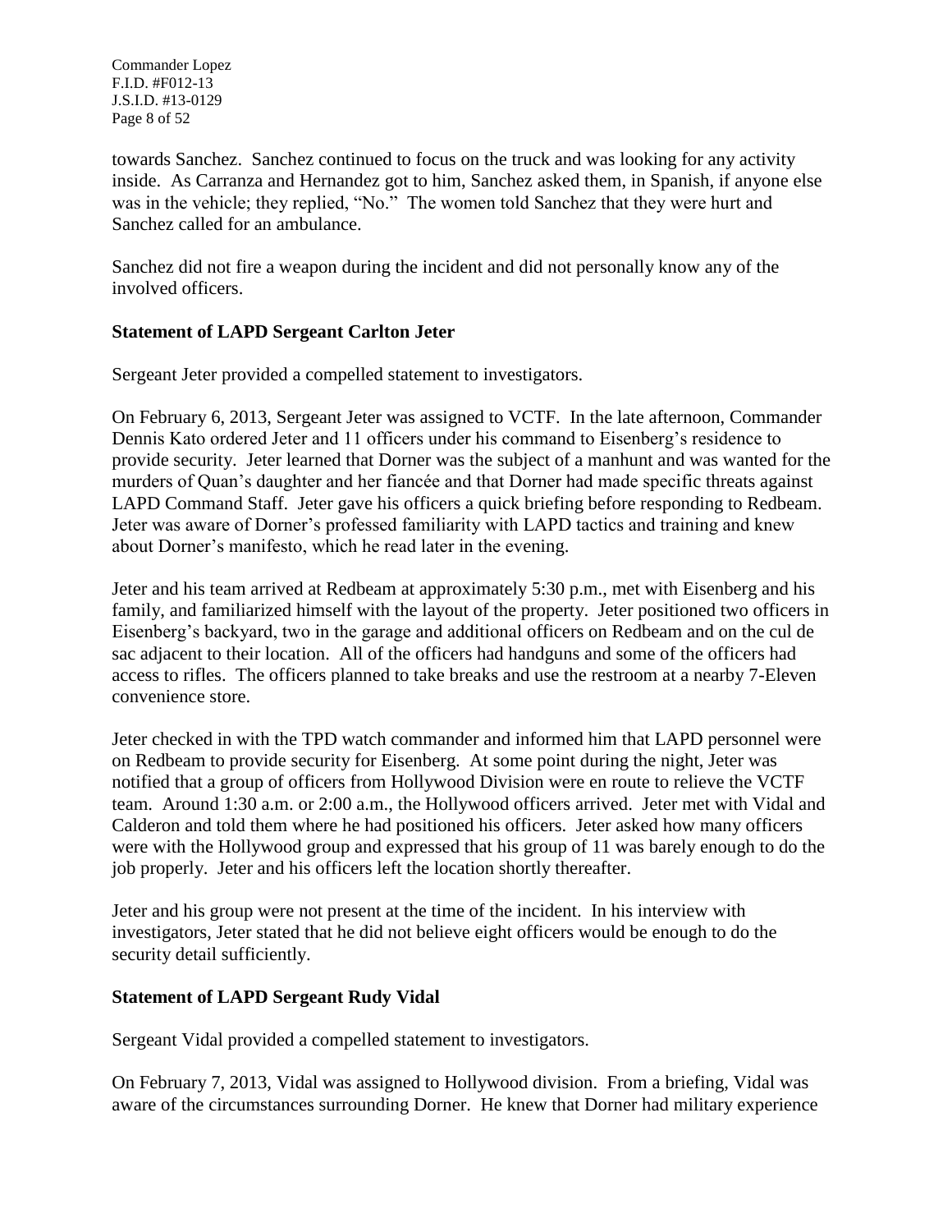towards Sanchez. Sanchez continued to focus on the truck and was looking for any activity inside. As Carranza and Hernandez got to him, Sanchez asked them, in Spanish, if anyone else was in the vehicle; they replied, "No." The women told Sanchez that they were hurt and Sanchez called for an ambulance.

Sanchez did not fire a weapon during the incident and did not personally know any of the involved officers.

**Statement of LAPD Sergeant Carlton Jeter**

Sergeant Jeter provided a compelled statement to investigators.

On February 6, 2013, Sergeant Jeter was assigned to VCTF. In the late afternoon, Commander Dennis Kato ordered Jeter and 11 officers under his command to Eisenberg's residence to provide security. Jeter learned that Dorner was the subject of a manhunt and was wanted for the murders of Quan's daughter and her fiancée and that Dorner had made specific threats against LAPD Command Staff. Jeter gave his officers a quick briefing before responding to Redbeam. Jeter was aware of Dorner's professed familiarity with LAPD tactics and training and knew about Dorner's manifesto, which he read later in the evening.

Jeter and his team arrived at Redbeam at approximately 5:30 p.m., met with Eisenberg and his family, and familiarized himself with the layout of the property. Jeter positioned two officers in Eisenberg's backyard, two in the garage and additional officers on Redbeam and on the cul de sac adjacent to their location. All of the officers had handguns and some of the officers had access to rifles. The officers planned to take breaks and use the restroom at a nearby 7-Eleven convenience store.

Jeter checked in with the TPD watch commander and informed him that LAPD personnel were on Redbeam to provide security for Eisenberg. At some point during the night, Jeter was notified that a group of officers from Hollywood Division were en route to relieve the VCTF team. Around 1:30 a.m. or 2:00 a.m., the Hollywood officers arrived. Jeter met with Vidal and Calderon and told them where he had positioned his officers. Jeter asked how many officers were with the Hollywood group and expressed that his group of 11 was barely enough to do the job properly. Jeter and his officers left the location shortly thereafter.

Jeter and his group were not present at the time of the incident. In his interview with investigators, Jeter stated that he did not believe eight officers would be enough to do the security detail sufficiently.

**Statement of LAPD Sergeant Rudy Vidal**

Sergeant Vidal provided a compelled statement to investigators.

On February 7, 2013, Vidal was assigned to Hollywood division. From a briefing, Vidal was aware of the circumstances surrounding Dorner. He knew that Dorner had military experience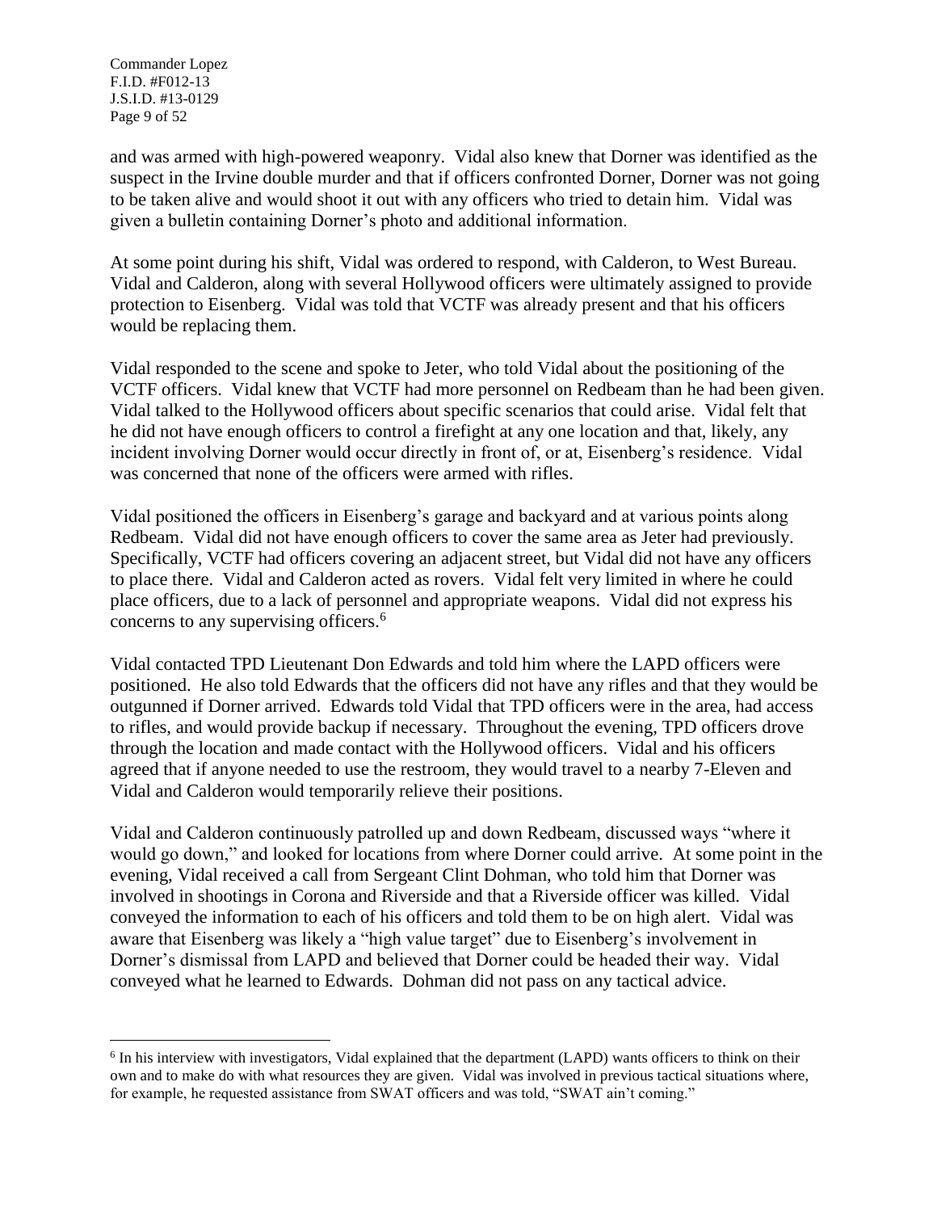and was armed with high-powered weaponry. Vidal also knew that Dorner was identified as the suspect in the Irvine double murder and that if officers confronted Dorner, Dorner was not going to be taken alive and would shoot it out with any officers who tried to detain him. Vidal was given a bulletin containing Dorner's photo and additional information.

At some point during his shift, Vidal was ordered to respond, with Calderon, to West Bureau. Vidal and Calderon, along with several Hollywood officers were ultimately assigned to provide protection to Eisenberg. Vidal was told that VCTF was already present and that his officers would be replacing them.

Vidal responded to the scene and spoke to Jeter, who told Vidal about the positioning of the VCTF officers. Vidal knew that VCTF had more personnel on Redbeam than he had been given. Vidal talked to the Hollywood officers about specific scenarios that could arise. Vidal felt that he did not have enough officers to control a firefight at any one location and that, likely, any incident involving Dorner would occur directly in front of, or at, Eisenberg's residence. Vidal was concerned that none of the officers were armed with rifles.

Vidal positioned the officers in Eisenberg's garage and backyard and at various points along Redbeam. Vidal did not have enough officers to cover the same area as Jeter had previously. Specifically, VCTF had officers covering an adjacent street, but Vidal did not have any officers to place there. Vidal and Calderon acted as rovers. Vidal felt very limited in where he could place officers, due to a lack of personnel and appropriate weapons. Vidal did not express his concerns to any supervising officers.[6]

Vidal contacted TPD Lieutenant Don Edwards and told him where the LAPD officers were positioned. He also told Edwards that the officers did not have any rifles and that they would be outgunned if Dorner arrived. Edwards told Vidal that TPD officers were in the area, had access to rifles, and would provide backup if necessary. Throughout the evening, TPD officers drove through the location and made contact with the Hollywood officers. Vidal and his officers agreed that if anyone needed to use the restroom, they would travel to a nearby 7-Eleven and Vidal and Calderon would temporarily relieve their positions.

Vidal and Calderon continuously patrolled up and down Redbeam, discussed ways "where it would go down," and looked for locations from where Dorner could arrive. At some point in the evening, Vidal received a call from Sergeant Clint Dohman, who told him that Dorner was involved in shootings in Corona and Riverside and that a Riverside officer was killed. Vidal conveyed the information to each of his officers and told them to be on high alert. Vidal was aware that Eisenberg was likely a "high value target" due to Eisenberg's involvement in Dorner's dismissal from LAPD and believed that Dorner could be headed their way. Vidal conveyed what he learned to Edwards. Dohman did not pass on any tactical advice.

[6] In his interview with investigators, Vidal explained that the department (LAPD) wants officers to think on their own and to make do with what resources they are given. Vidal was involved in previous tactical situations where, for example, he requested assistance from SWAT officers and was told, "SWAT ain't coming."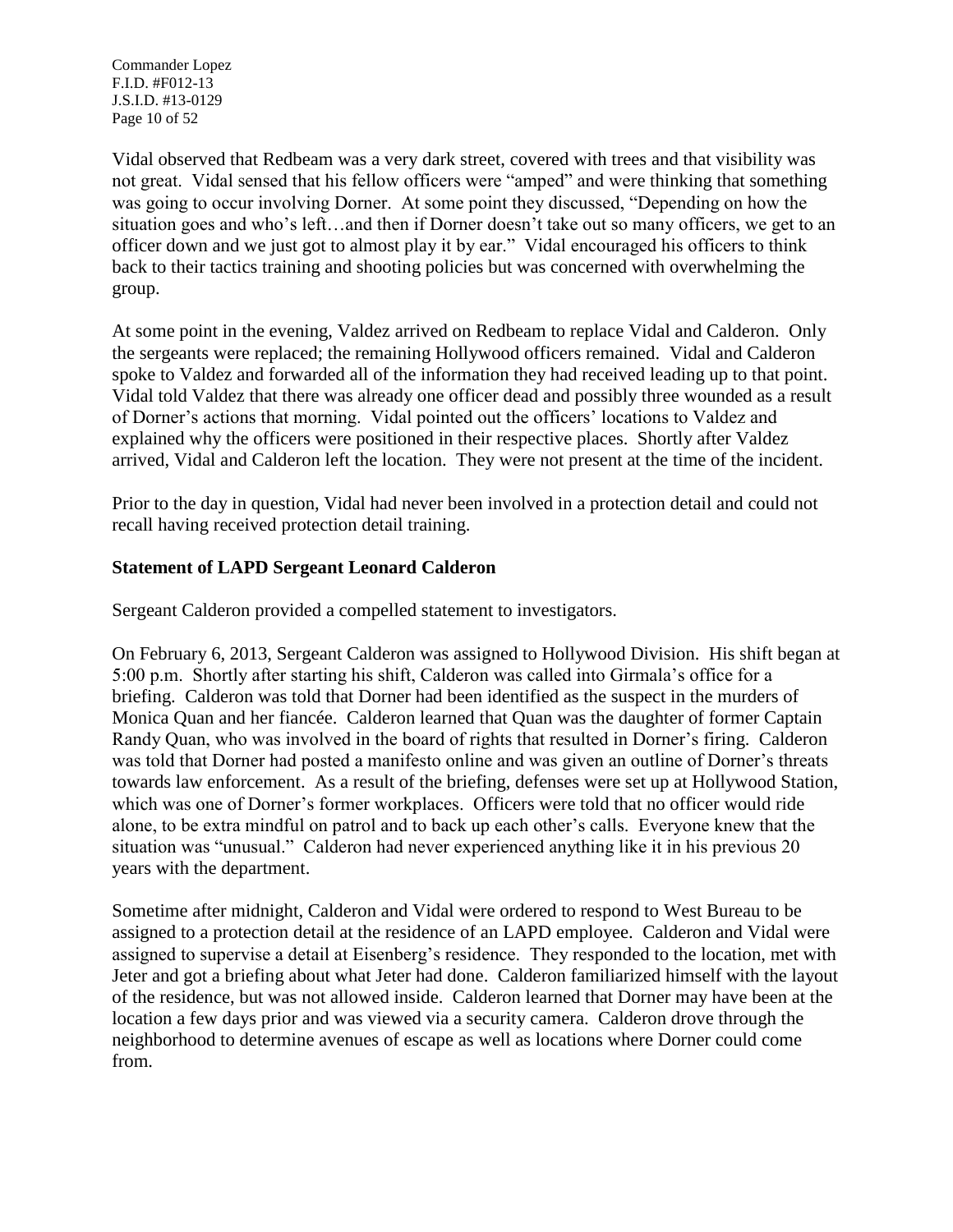Vidal observed that Redbeam was a very dark street, covered with trees and that visibility was not great. Vidal sensed that his fellow officers were "amped" and were thinking that something was going to occur involving Dorner. At some point they discussed, "Depending on how the situation goes and who's left…and then if Dorner doesn't take out so many officers, we get to an officer down and we just got to almost play it by ear." Vidal encouraged his officers to think back to their tactics training and shooting policies but was concerned with overwhelming the group.

At some point in the evening, Valdez arrived on Redbeam to replace Vidal and Calderon. Only the sergeants were replaced; the remaining Hollywood officers remained. Vidal and Calderon spoke to Valdez and forwarded all of the information they had received leading up to that point. Vidal told Valdez that there was already one officer dead and possibly three wounded as a result of Dorner's actions that morning. Vidal pointed out the officers' locations to Valdez and explained why the officers were positioned in their respective places. Shortly after Valdez arrived, Vidal and Calderon left the location. They were not present at the time of the incident.

Prior to the day in question, Vidal had never been involved in a protection detail and could not recall having received protection detail training.

### Statement of LAPD Sergeant Leonard Calderon

Sergeant Calderon provided a compelled statement to investigators.

On February 6, 2013, Sergeant Calderon was assigned to Hollywood Division. His shift began at 5:00 p.m. Shortly after starting his shift, Calderon was called into Girmala's office for a briefing. Calderon was told that Dorner had been identified as the suspect in the murders of Monica Quan and her fiancée. Calderon learned that Quan was the daughter of former Captain Randy Quan, who was involved in the board of rights that resulted in Dorner's firing. Calderon was told that Dorner had posted a manifesto online and was given an outline of Dorner's threats towards law enforcement. As a result of the briefing, defenses were set up at Hollywood Station, which was one of Dorner's former workplaces. Officers were told that no officer would ride alone, to be extra mindful on patrol and to back up each other's calls. Everyone knew that the situation was "unusual." Calderon had never experienced anything like it in his previous 20 years with the department.

Sometime after midnight, Calderon and Vidal were ordered to respond to West Bureau to be assigned to a protection detail at the residence of an LAPD employee. Calderon and Vidal were assigned to supervise a detail at Eisenberg's residence. They responded to the location, met with Jeter and got a briefing about what Jeter had done. Calderon familiarized himself with the layout of the residence, but was not allowed inside. Calderon learned that Dorner may have been at the location a few days prior and was viewed via a security camera. Calderon drove through the neighborhood to determine avenues of escape as well as locations where Dorner could come from.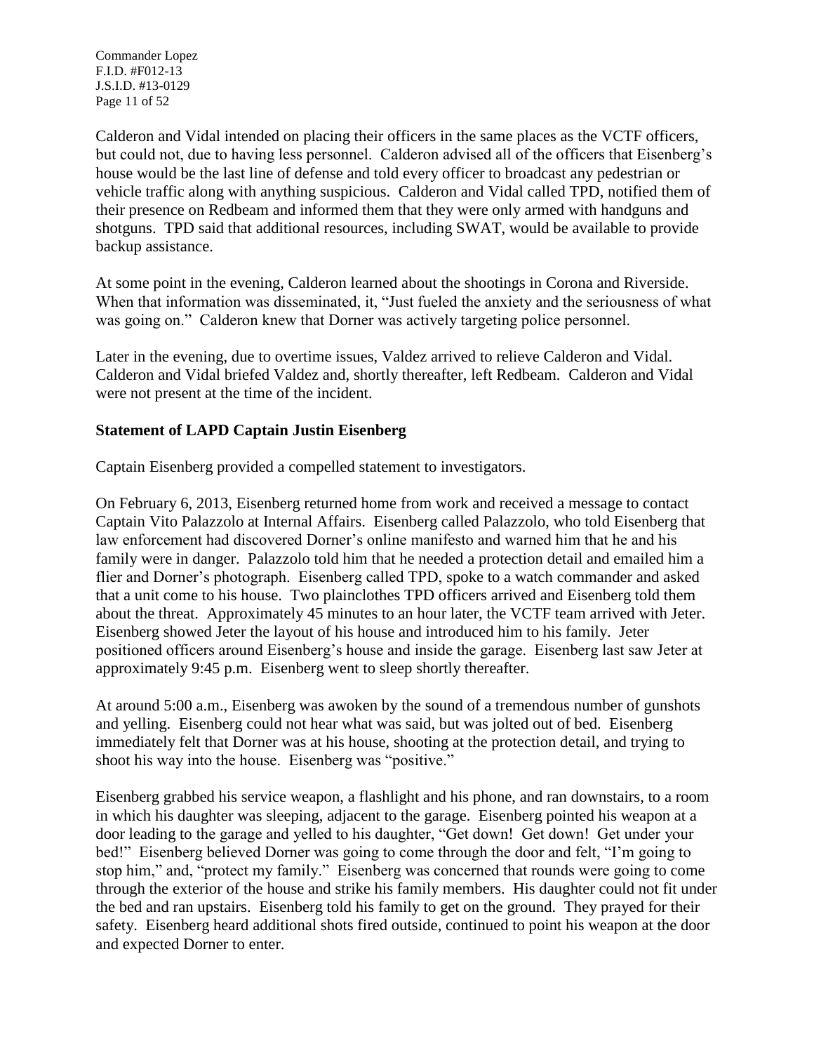Calderon and Vidal intended on placing their officers in the same places as the VCTF officers, but could not, due to having less personnel. Calderon advised all of the officers that Eisenberg's house would be the last line of defense and told every officer to broadcast any pedestrian or vehicle traffic along with anything suspicious. Calderon and Vidal called TPD, notified them of their presence on Redbeam and informed them that they were only armed with handguns and shotguns. TPD said that additional resources, including SWAT, would be available to provide backup assistance.

At some point in the evening, Calderon learned about the shootings in Corona and Riverside. When that information was disseminated, it, "Just fueled the anxiety and the seriousness of what was going on." Calderon knew that Dorner was actively targeting police personnel.

Later in the evening, due to overtime issues, Valdez arrived to relieve Calderon and Vidal. Calderon and Vidal briefed Valdez and, shortly thereafter, left Redbeam. Calderon and Vidal were not present at the time of the incident.

**Statement of LAPD Captain Justin Eisenberg**

Captain Eisenberg provided a compelled statement to investigators.

On February 6, 2013, Eisenberg returned home from work and received a message to contact Captain Vito Palazzolo at Internal Affairs. Eisenberg called Palazzolo, who told Eisenberg that law enforcement had discovered Dorner's online manifesto and warned him that he and his family were in danger. Palazzolo told him that he needed a protection detail and emailed him a flier and Dorner's photograph. Eisenberg called TPD, spoke to a watch commander and asked that a unit come to his house. Two plainclothes TPD officers arrived and Eisenberg told them about the threat. Approximately 45 minutes to an hour later, the VCTF team arrived with Jeter. Eisenberg showed Jeter the layout of his house and introduced him to his family. Jeter positioned officers around Eisenberg's house and inside the garage. Eisenberg last saw Jeter at approximately 9:45 p.m. Eisenberg went to sleep shortly thereafter.

At around 5:00 a.m., Eisenberg was awoken by the sound of a tremendous number of gunshots and yelling. Eisenberg could not hear what was said, but was jolted out of bed. Eisenberg immediately felt that Dorner was at his house, shooting at the protection detail, and trying to shoot his way into the house. Eisenberg was "positive."

Eisenberg grabbed his service weapon, a flashlight and his phone, and ran downstairs, to a room in which his daughter was sleeping, adjacent to the garage. Eisenberg pointed his weapon at a door leading to the garage and yelled to his daughter, "Get down! Get down! Get under your bed!" Eisenberg believed Dorner was going to come through the door and felt, "I'm going to stop him," and, "protect my family." Eisenberg was concerned that rounds were going to come through the exterior of the house and strike his family members. His daughter could not fit under the bed and ran upstairs. Eisenberg told his family to get on the ground. They prayed for their safety. Eisenberg heard additional shots fired outside, continued to point his weapon at the door and expected Dorner to enter.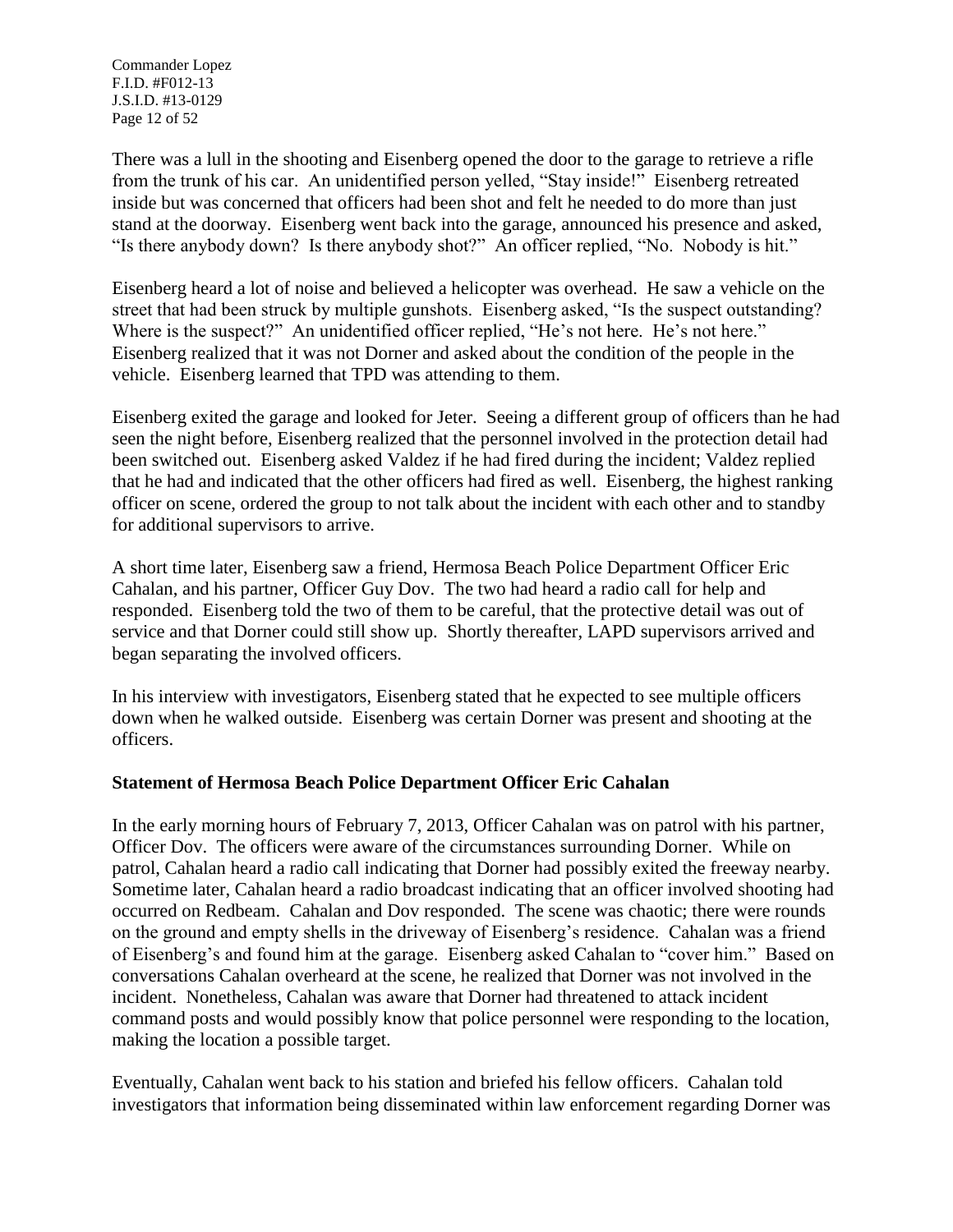There was a lull in the shooting and Eisenberg opened the door to the garage to retrieve a rifle from the trunk of his car. An unidentified person yelled, "Stay inside!" Eisenberg retreated inside but was concerned that officers had been shot and felt he needed to do more than just stand at the doorway. Eisenberg went back into the garage, announced his presence and asked, "Is there anybody down? Is there anybody shot?" An officer replied, "No. Nobody is hit."

Eisenberg heard a lot of noise and believed a helicopter was overhead. He saw a vehicle on the street that had been struck by multiple gunshots. Eisenberg asked, "Is the suspect outstanding? Where is the suspect?" An unidentified officer replied, "He's not here. He's not here." Eisenberg realized that it was not Dorner and asked about the condition of the people in the vehicle. Eisenberg learned that TPD was attending to them.

Eisenberg exited the garage and looked for Jeter. Seeing a different group of officers than he had seen the night before, Eisenberg realized that the personnel involved in the protection detail had been switched out. Eisenberg asked Valdez if he had fired during the incident; Valdez replied that he had and indicated that the other officers had fired as well. Eisenberg, the highest ranking officer on scene, ordered the group to not talk about the incident with each other and to standby for additional supervisors to arrive.

A short time later, Eisenberg saw a friend, Hermosa Beach Police Department Officer Eric Cahalan, and his partner, Officer Guy Dov. The two had heard a radio call for help and responded. Eisenberg told the two of them to be careful, that the protective detail was out of service and that Dorner could still show up. Shortly thereafter, LAPD supervisors arrived and began separating the involved officers.

In his interview with investigators, Eisenberg stated that he expected to see multiple officers down when he walked outside. Eisenberg was certain Dorner was present and shooting at the officers.

## Statement of Hermosa Beach Police Department Officer Eric Cahalan

In the early morning hours of February 7, 2013, Officer Cahalan was on patrol with his partner, Officer Dov. The officers were aware of the circumstances surrounding Dorner. While on patrol, Cahalan heard a radio call indicating that Dorner had possibly exited the freeway nearby. Sometime later, Cahalan heard a radio broadcast indicating that an officer involved shooting had occurred on Redbeam. Cahalan and Dov responded. The scene was chaotic; there were rounds on the ground and empty shells in the driveway of Eisenberg's residence. Cahalan was a friend of Eisenberg's and found him at the garage. Eisenberg asked Cahalan to "cover him." Based on conversations Cahalan overheard at the scene, he realized that Dorner was not involved in the incident. Nonetheless, Cahalan was aware that Dorner had threatened to attack incident command posts and would possibly know that police personnel were responding to the location, making the location a possible target.

Eventually, Cahalan went back to his station and briefed his fellow officers. Cahalan told investigators that information being disseminated within law enforcement regarding Dorner was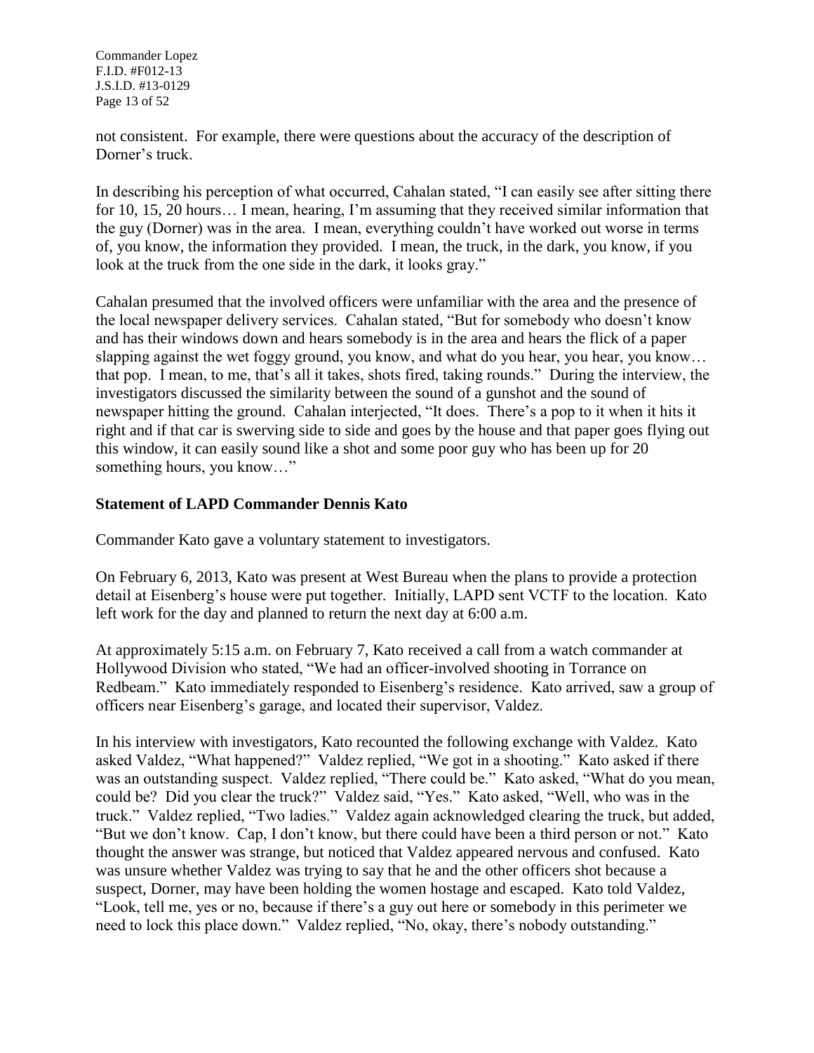not consistent. For example, there were questions about the accuracy of the description of Dorner's truck.

In describing his perception of what occurred, Cahalan stated, "I can easily see after sitting there for 10, 15, 20 hours… I mean, hearing, I'm assuming that they received similar information that the guy (Dorner) was in the area. I mean, everything couldn't have worked out worse in terms of, you know, the information they provided. I mean, the truck, in the dark, you know, if you look at the truck from the one side in the dark, it looks gray."

Cahalan presumed that the involved officers were unfamiliar with the area and the presence of the local newspaper delivery services. Cahalan stated, "But for somebody who doesn't know and has their windows down and hears somebody is in the area and hears the flick of a paper slapping against the wet foggy ground, you know, and what do you hear, you hear, you know… that pop. I mean, to me, that's all it takes, shots fired, taking rounds." During the interview, the investigators discussed the similarity between the sound of a gunshot and the sound of newspaper hitting the ground. Cahalan interjected, "It does. There's a pop to it when it hits it right and if that car is swerving side to side and goes by the house and that paper goes flying out this window, it can easily sound like a shot and some poor guy who has been up for 20 something hours, you know…"

### Statement of LAPD Commander Dennis Kato

Commander Kato gave a voluntary statement to investigators.

On February 6, 2013, Kato was present at West Bureau when the plans to provide a protection detail at Eisenberg's house were put together. Initially, LAPD sent VCTF to the location. Kato left work for the day and planned to return the next day at 6:00 a.m.

At approximately 5:15 a.m. on February 7, Kato received a call from a watch commander at Hollywood Division who stated, "We had an officer-involved shooting in Torrance on Redbeam." Kato immediately responded to Eisenberg's residence. Kato arrived, saw a group of officers near Eisenberg's garage, and located their supervisor, Valdez.

In his interview with investigators, Kato recounted the following exchange with Valdez. Kato asked Valdez, "What happened?" Valdez replied, "We got in a shooting." Kato asked if there was an outstanding suspect. Valdez replied, "There could be." Kato asked, "What do you mean, could be? Did you clear the truck?" Valdez said, "Yes." Kato asked, "Well, who was in the truck." Valdez replied, "Two ladies." Valdez again acknowledged clearing the truck, but added, "But we don't know. Cap, I don't know, but there could have been a third person or not." Kato thought the answer was strange, but noticed that Valdez appeared nervous and confused. Kato was unsure whether Valdez was trying to say that he and the other officers shot because a suspect, Dorner, may have been holding the women hostage and escaped. Kato told Valdez, "Look, tell me, yes or no, because if there's a guy out here or somebody in this perimeter we need to lock this place down." Valdez replied, "No, okay, there's nobody outstanding."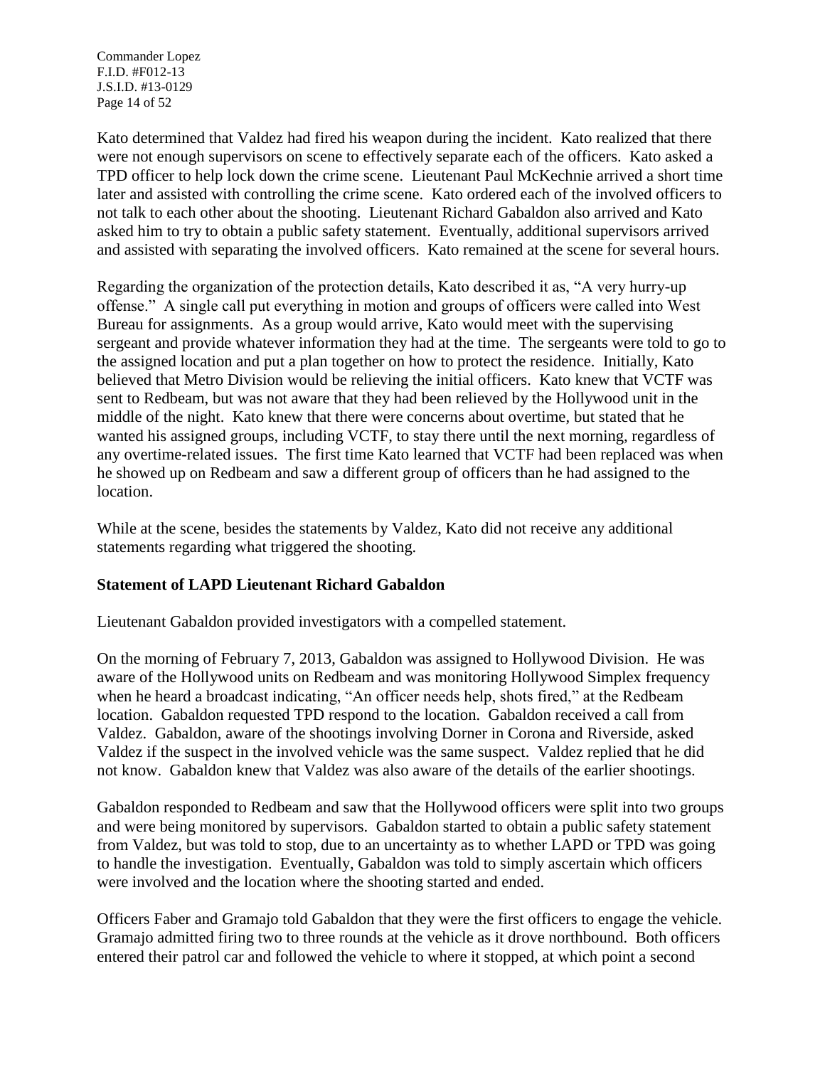Kato determined that Valdez had fired his weapon during the incident. Kato realized that there were not enough supervisors on scene to effectively separate each of the officers. Kato asked a TPD officer to help lock down the crime scene. Lieutenant Paul McKechnie arrived a short time later and assisted with controlling the crime scene. Kato ordered each of the involved officers to not talk to each other about the shooting. Lieutenant Richard Gabaldon also arrived and Kato asked him to try to obtain a public safety statement. Eventually, additional supervisors arrived and assisted with separating the involved officers. Kato remained at the scene for several hours.

Regarding the organization of the protection details, Kato described it as, "A very hurry-up offense." A single call put everything in motion and groups of officers were called into West Bureau for assignments. As a group would arrive, Kato would meet with the supervising sergeant and provide whatever information they had at the time. The sergeants were told to go to the assigned location and put a plan together on how to protect the residence. Initially, Kato believed that Metro Division would be relieving the initial officers. Kato knew that VCTF was sent to Redbeam, but was not aware that they had been relieved by the Hollywood unit in the middle of the night. Kato knew that there were concerns about overtime, but stated that he wanted his assigned groups, including VCTF, to stay there until the next morning, regardless of any overtime-related issues. The first time Kato learned that VCTF had been replaced was when he showed up on Redbeam and saw a different group of officers than he had assigned to the location.

While at the scene, besides the statements by Valdez, Kato did not receive any additional statements regarding what triggered the shooting.

**Statement of LAPD Lieutenant Richard Gabaldon**

Lieutenant Gabaldon provided investigators with a compelled statement.

On the morning of February 7, 2013, Gabaldon was assigned to Hollywood Division. He was aware of the Hollywood units on Redbeam and was monitoring Hollywood Simplex frequency when he heard a broadcast indicating, "An officer needs help, shots fired," at the Redbeam location. Gabaldon requested TPD respond to the location. Gabaldon received a call from Valdez. Gabaldon, aware of the shootings involving Dorner in Corona and Riverside, asked Valdez if the suspect in the involved vehicle was the same suspect. Valdez replied that he did not know. Gabaldon knew that Valdez was also aware of the details of the earlier shootings.

Gabaldon responded to Redbeam and saw that the Hollywood officers were split into two groups and were being monitored by supervisors. Gabaldon started to obtain a public safety statement from Valdez, but was told to stop, due to an uncertainty as to whether LAPD or TPD was going to handle the investigation. Eventually, Gabaldon was told to simply ascertain which officers were involved and the location where the shooting started and ended.

Officers Faber and Gramajo told Gabaldon that they were the first officers to engage the vehicle. Gramajo admitted firing two to three rounds at the vehicle as it drove northbound. Both officers entered their patrol car and followed the vehicle to where it stopped, at which point a second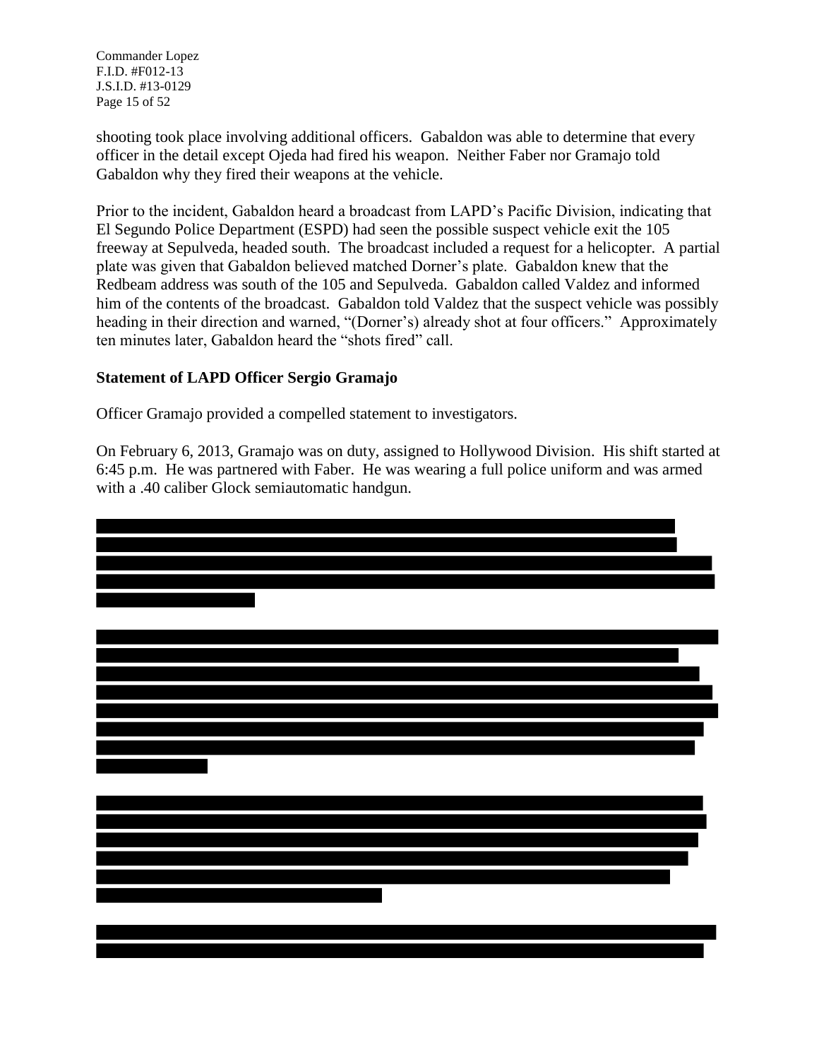shooting took place involving additional officers. Gabaldon was able to determine that every officer in the detail except Ojeda had fired his weapon. Neither Faber nor Gramajo told Gabaldon why they fired their weapons at the vehicle.

Prior to the incident, Gabaldon heard a broadcast from LAPD's Pacific Division, indicating that El Segundo Police Department (ESPD) had seen the possible suspect vehicle exit the 105 freeway at Sepulveda, headed south. The broadcast included a request for a helicopter. A partial plate was given that Gabaldon believed matched Dorner's plate. Gabaldon knew that the Redbeam address was south of the 105 and Sepulveda. Gabaldon called Valdez and informed him of the contents of the broadcast. Gabaldon told Valdez that the suspect vehicle was possibly heading in their direction and warned, "(Dorner's) already shot at four officers." Approximately ten minutes later, Gabaldon heard the "shots fired" call.

**Statement of LAPD Officer Sergio Gramajo**

Officer Gramajo provided a compelled statement to investigators.

On February 6, 2013, Gramajo was on duty, assigned to Hollywood Division. His shift started at 6:45 p.m. He was partnered with Faber. He was wearing a full police uniform and was armed with a .40 caliber Glock semiautomatic handgun.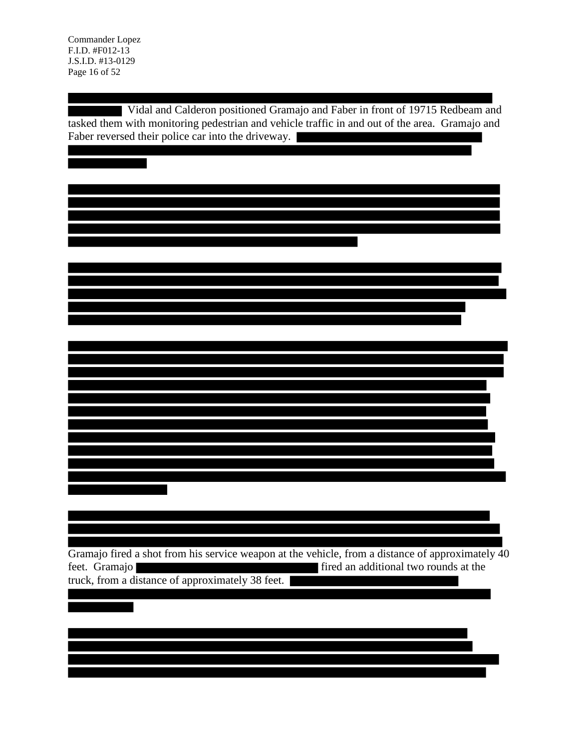Vidal and Calderon positioned Gramajo and Faber in front of 19715 Redbeam and tasked them with monitoring pedestrian and vehicle traffic in and out of the area. Gramajo and Faber reversed their police car into the driveway.

Gramajo fired a shot from his service weapon at the vehicle, from a distance of approximately 40 feet. Gramajo fired an additional two rounds at the truck, from a distance of approximately 38 feet.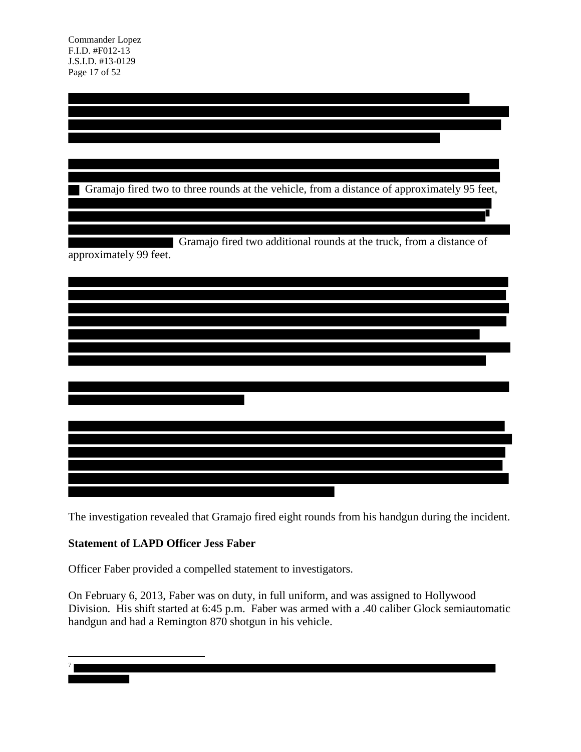Gramajo fired two to three rounds at the vehicle, from a distance of approximately 95 feet,

Gramajo fired two additional rounds at the truck, from a distance of approximately 99 feet.

The investigation revealed that Gramajo fired eight rounds from his handgun during the incident.

**Statement of LAPD Officer Jess Faber**

Officer Faber provided a compelled statement to investigators.

On February 6, 2013, Faber was on duty, in full uniform, and was assigned to Hollywood Division. His shift started at 6:45 p.m. Faber was armed with a .40 caliber Glock semiautomatic handgun and had a Remington 870 shotgun in his vehicle.

---

[7]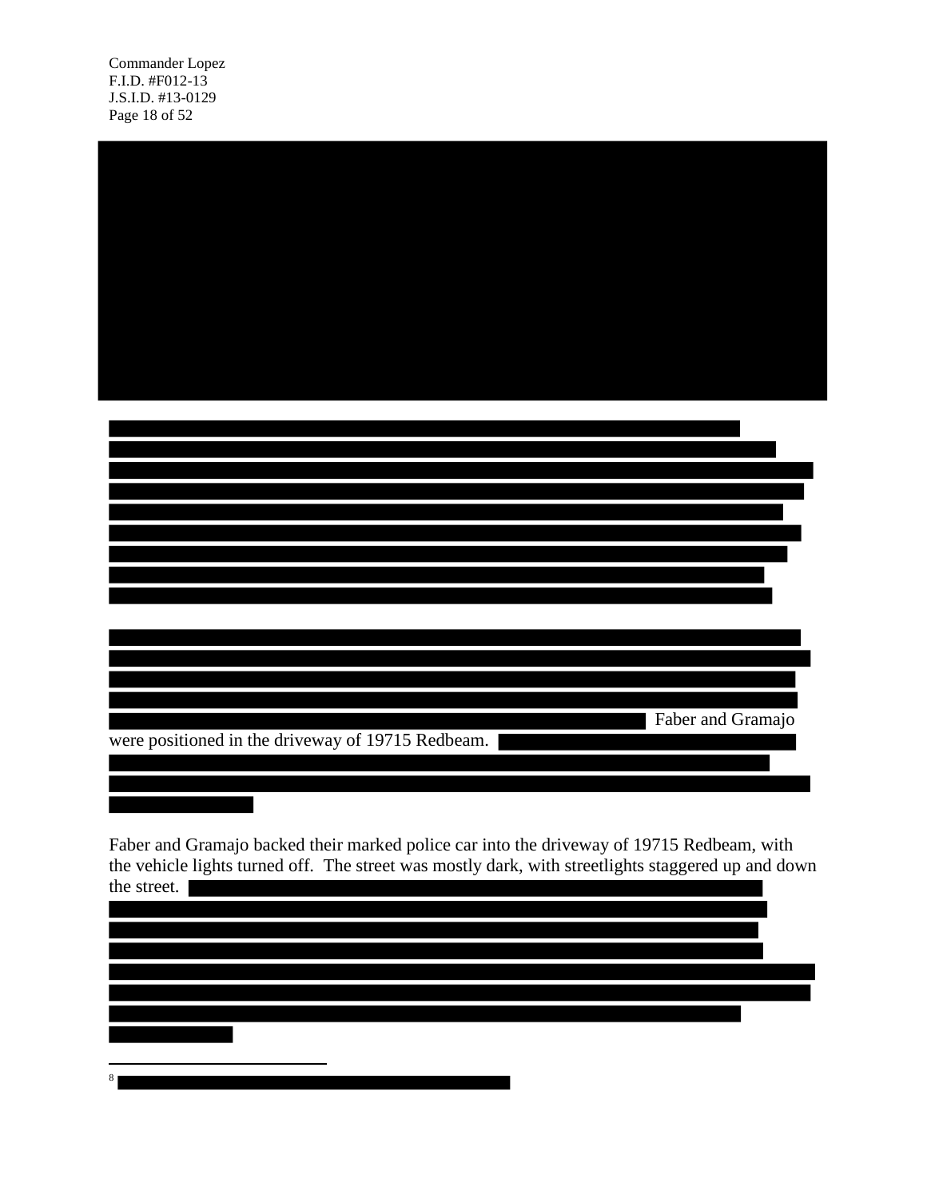Faber and Gramajo were positioned in the driveway of 19715 Redbeam.

Faber and Gramajo backed their marked police car into the driveway of 19715 Redbeam, with the vehicle lights turned off. The street was mostly dark, with streetlights staggered up and down the street.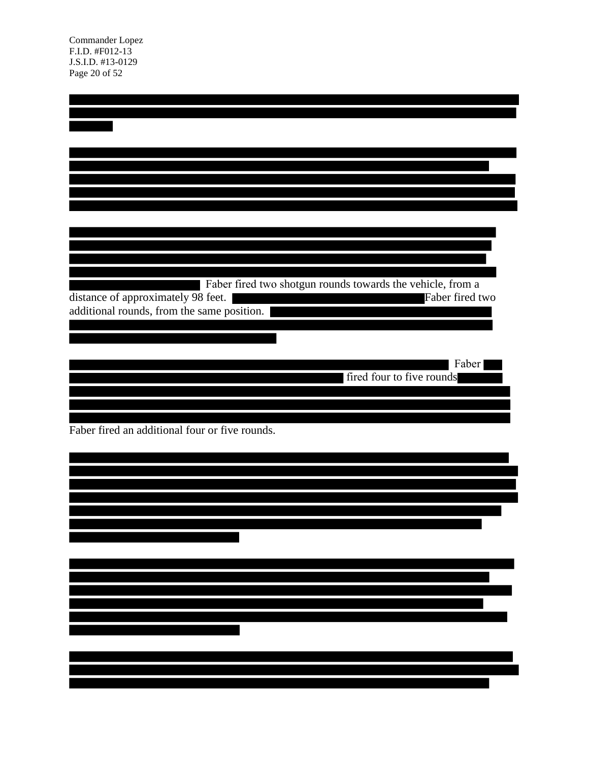Faber fired two shotgun rounds towards the vehicle, from a distance of approximately 98 feet. Faber fired two additional rounds, from the same position.

Faber fired four to five rounds

Faber fired an additional four or five rounds.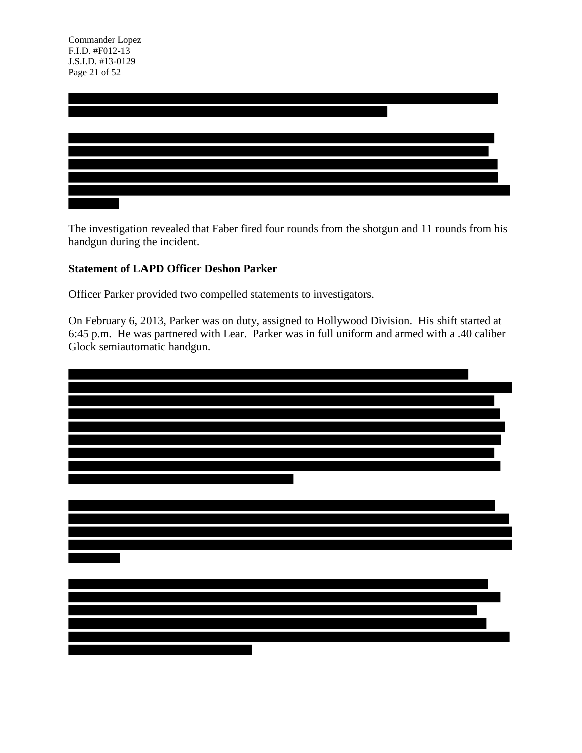The investigation revealed that Faber fired four rounds from the shotgun and 11 rounds from his handgun during the incident.

**Statement of LAPD Officer Deshon Parker**

Officer Parker provided two compelled statements to investigators.

On February 6, 2013, Parker was on duty, assigned to Hollywood Division. His shift started at 6:45 p.m. He was partnered with Lear. Parker was in full uniform and armed with a .40 caliber Glock semiautomatic handgun.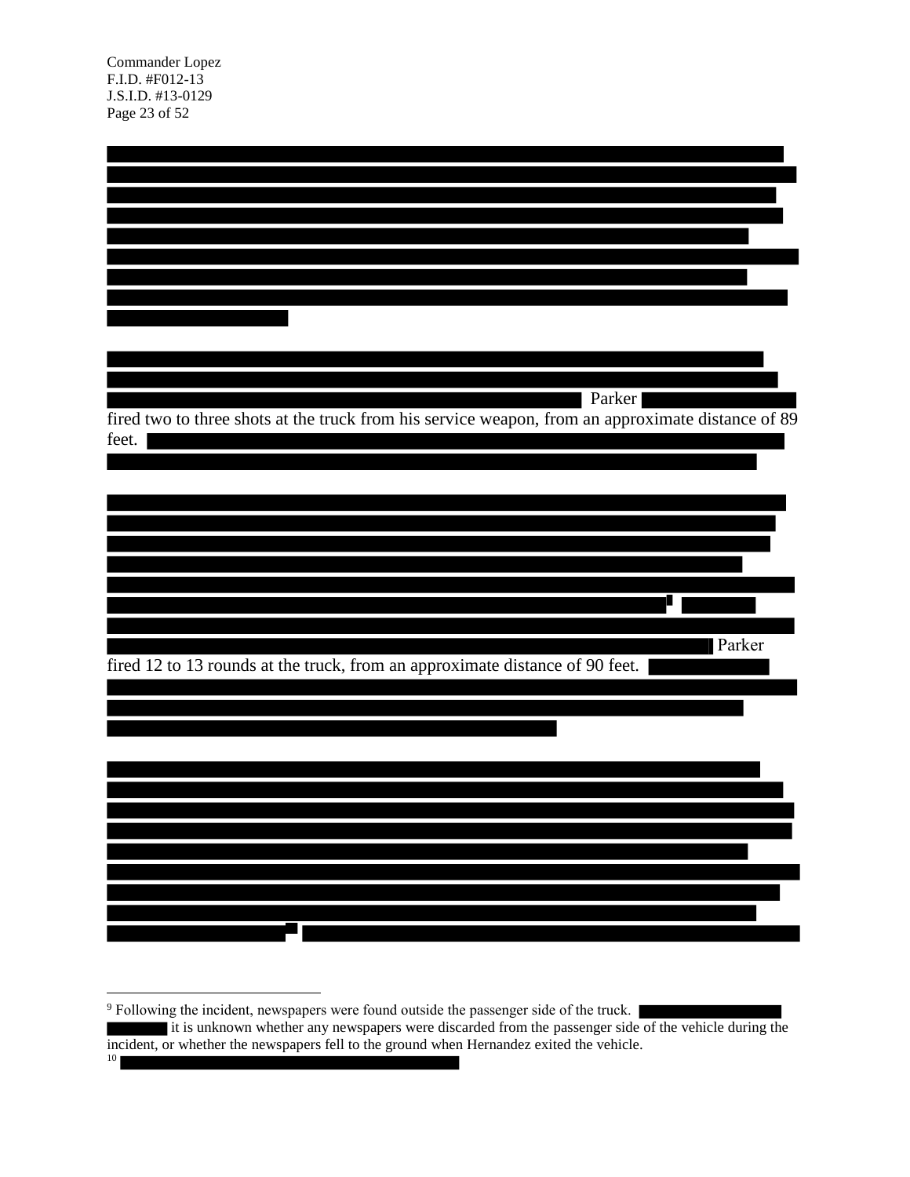Parker fired two to three shots at the truck from his service weapon, from an approximate distance of 89 feet.

Parker fired 12 to 13 rounds at the truck, from an approximate distance of 90 feet.

---

[9] Following the incident, newspapers were found outside the passenger side of the truck. it is unknown whether any newspapers were discarded from the passenger side of the vehicle during the incident, or whether the newspapers fell to the ground when Hernandez exited the vehicle.

[10]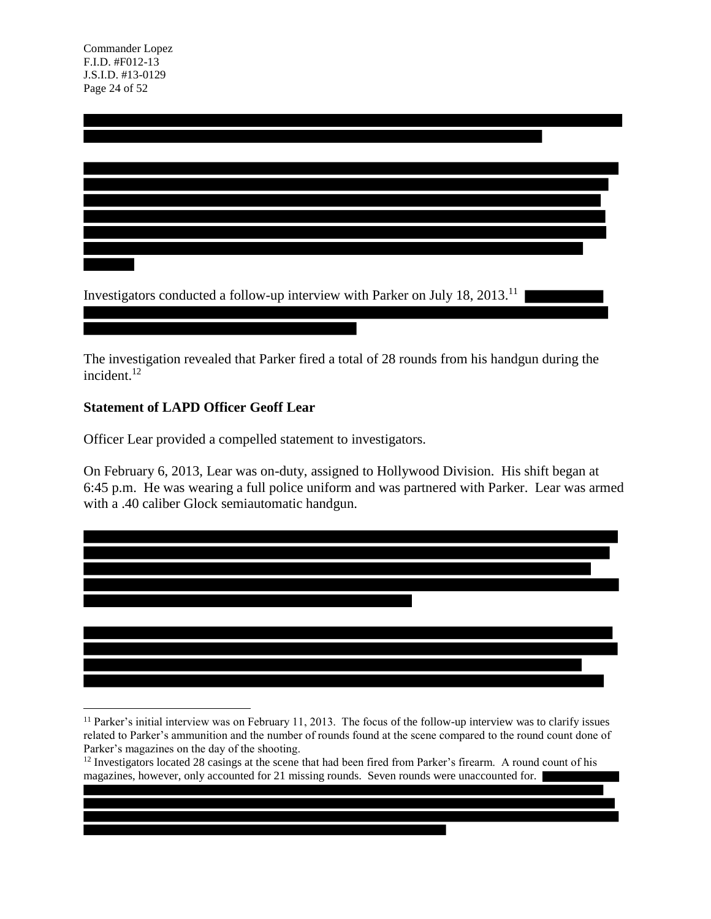Investigators conducted a follow-up interview with Parker on July 18, 2013.[11]

The investigation revealed that Parker fired a total of 28 rounds from his handgun during the incident.[12]

**Statement of LAPD Officer Geoff Lear**

Officer Lear provided a compelled statement to investigators.

On February 6, 2013, Lear was on-duty, assigned to Hollywood Division. His shift began at 6:45 p.m. He was wearing a full police uniform and was partnered with Parker. Lear was armed with a .40 caliber Glock semiautomatic handgun.

---

[11] Parker's initial interview was on February 11, 2013. The focus of the follow-up interview was to clarify issues related to Parker's ammunition and the number of rounds found at the scene compared to the round count done of Parker's magazines on the day of the shooting.

[12] Investigators located 28 casings at the scene that had been fired from Parker's firearm. A round count of his magazines, however, only accounted for 21 missing rounds. Seven rounds were unaccounted for.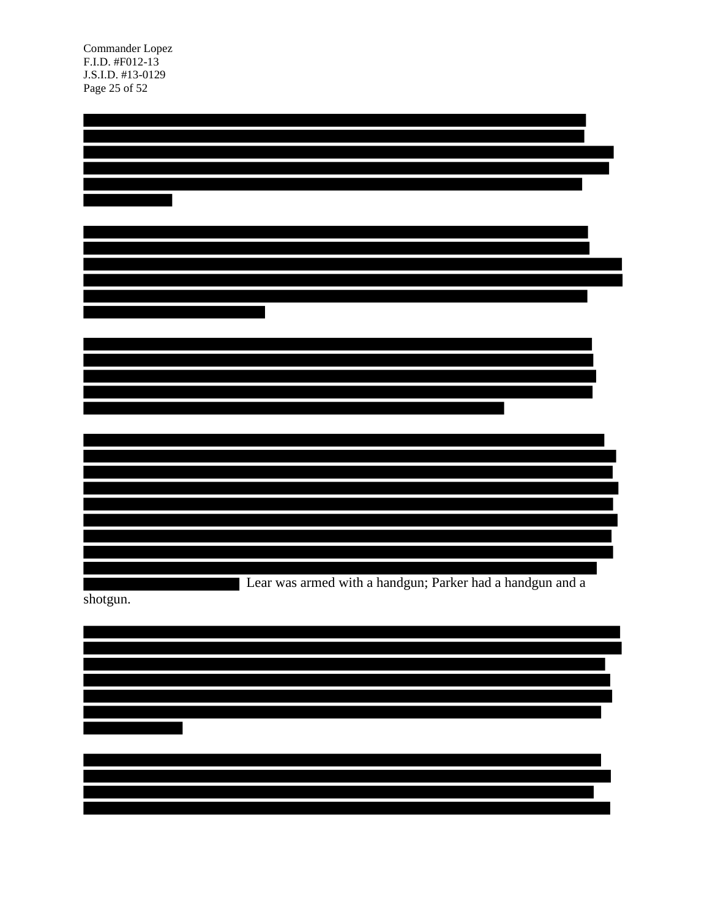Lear was armed with a handgun; Parker had a handgun and a shotgun.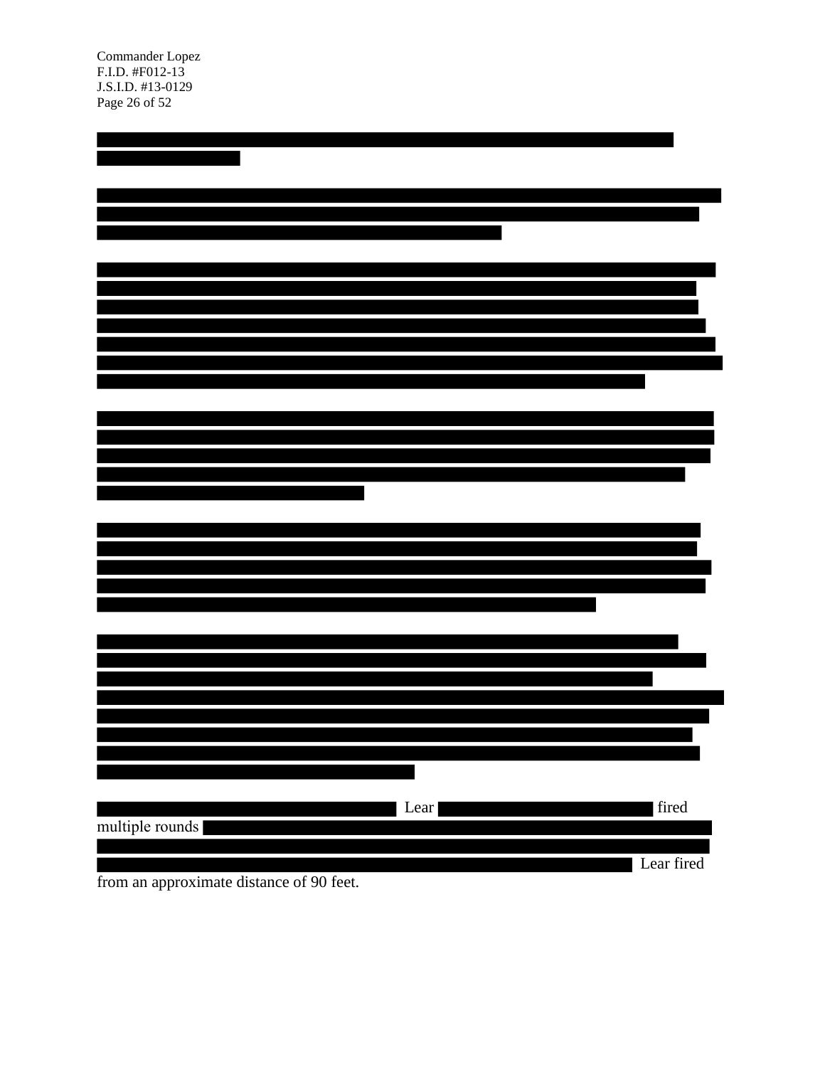Lear fired multiple rounds Lear fired from an approximate distance of 90 feet.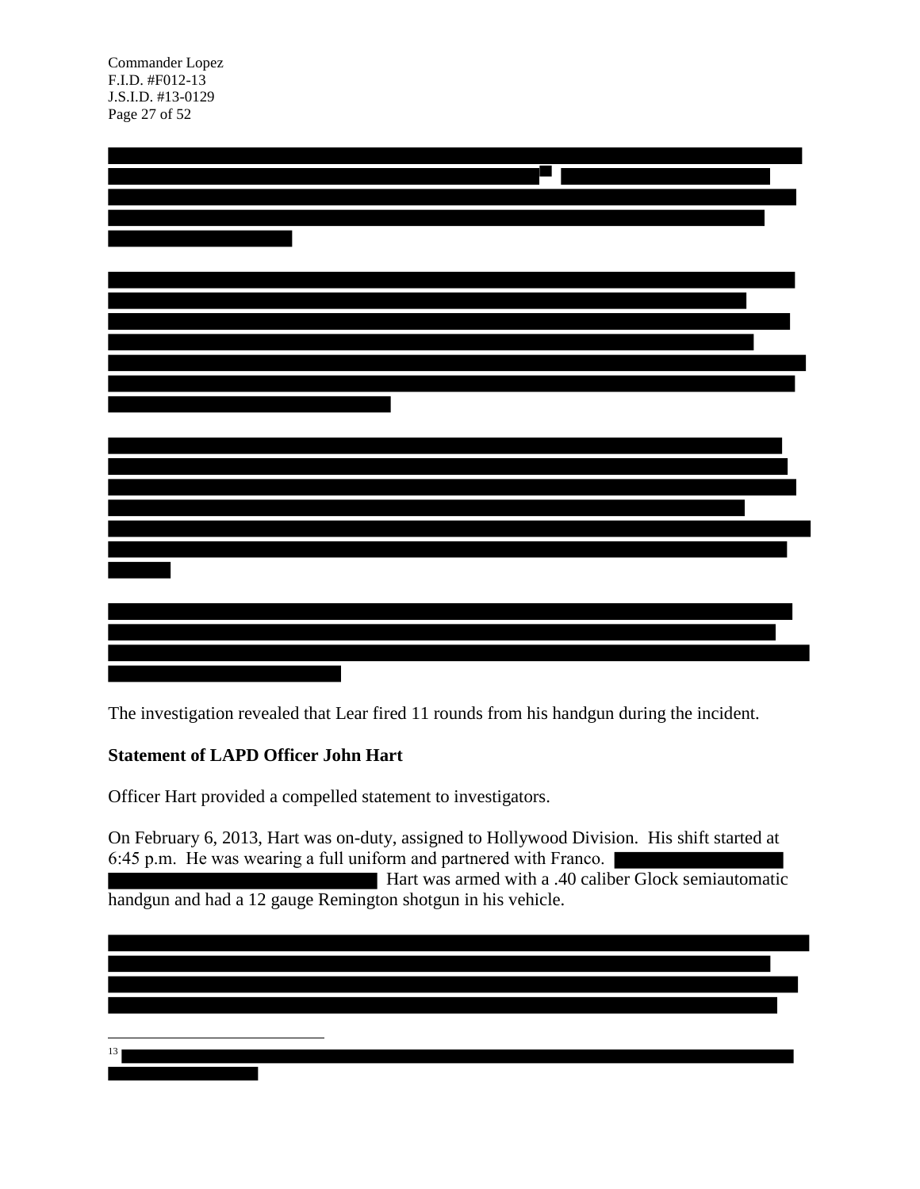The investigation revealed that Lear fired 11 rounds from his handgun during the incident.

**Statement of LAPD Officer John Hart**

Officer Hart provided a compelled statement to investigators.

On February 6, 2013, Hart was on-duty, assigned to Hollywood Division. His shift started at 6:45 p.m. He was wearing a full uniform and partnered with Franco. Hart was armed with a .40 caliber Glock semiautomatic handgun and had a 12 gauge Remington shotgun in his vehicle.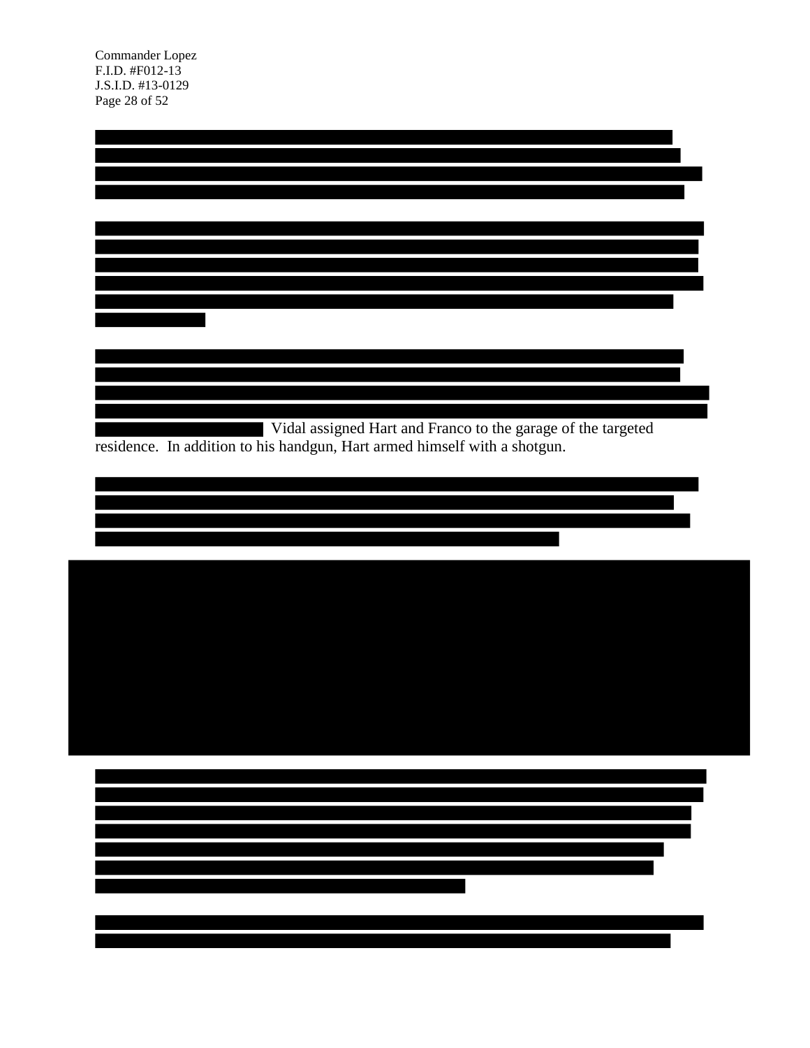Vidal assigned Hart and Franco to the garage of the targeted residence. In addition to his handgun, Hart armed himself with a shotgun.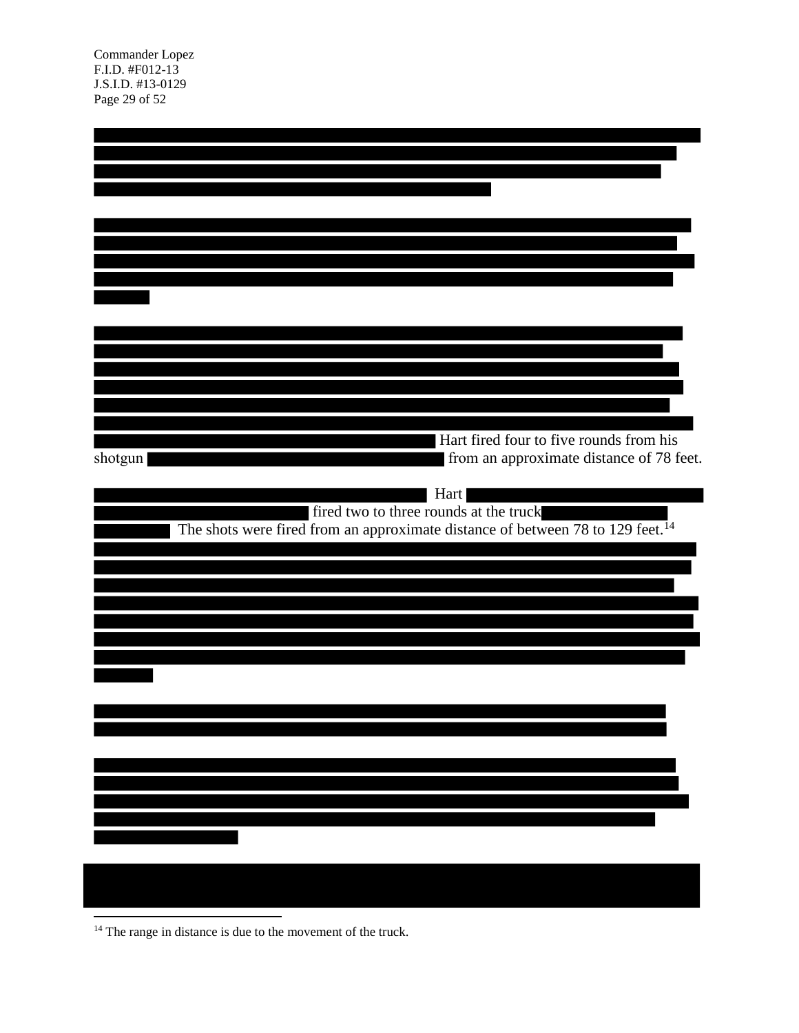Hart fired four to five rounds from his shotgun from an approximate distance of 78 feet.

Hart fired two to three rounds at the truck The shots were fired from an approximate distance of between 78 to 129 feet.[14]

[14] The range in distance is due to the movement of the truck.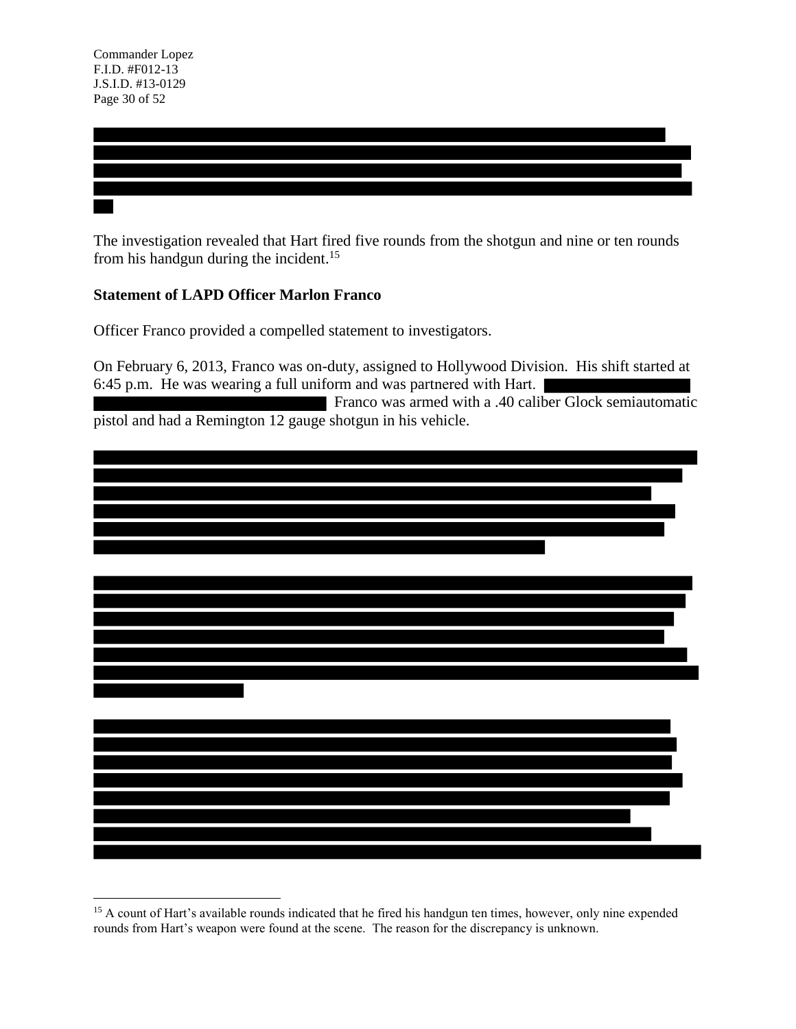The investigation revealed that Hart fired five rounds from the shotgun and nine or ten rounds from his handgun during the incident.[15]

**Statement of LAPD Officer Marlon Franco**

Officer Franco provided a compelled statement to investigators.

On February 6, 2013, Franco was on-duty, assigned to Hollywood Division. His shift started at 6:45 p.m. He was wearing a full uniform and was partnered with Hart. Franco was armed with a .40 caliber Glock semiautomatic pistol and had a Remington 12 gauge shotgun in his vehicle.

[15] A count of Hart's available rounds indicated that he fired his handgun ten times, however, only nine expended rounds from Hart's weapon were found at the scene. The reason for the discrepancy is unknown.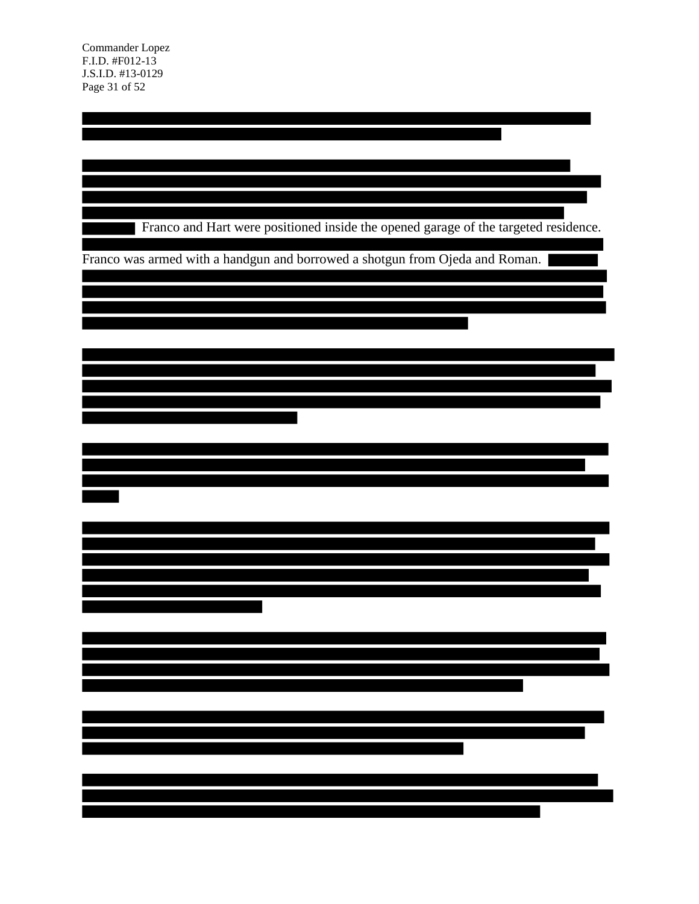Franco and Hart were positioned inside the opened garage of the targeted residence.

Franco was armed with a handgun and borrowed a shotgun from Ojeda and Roman.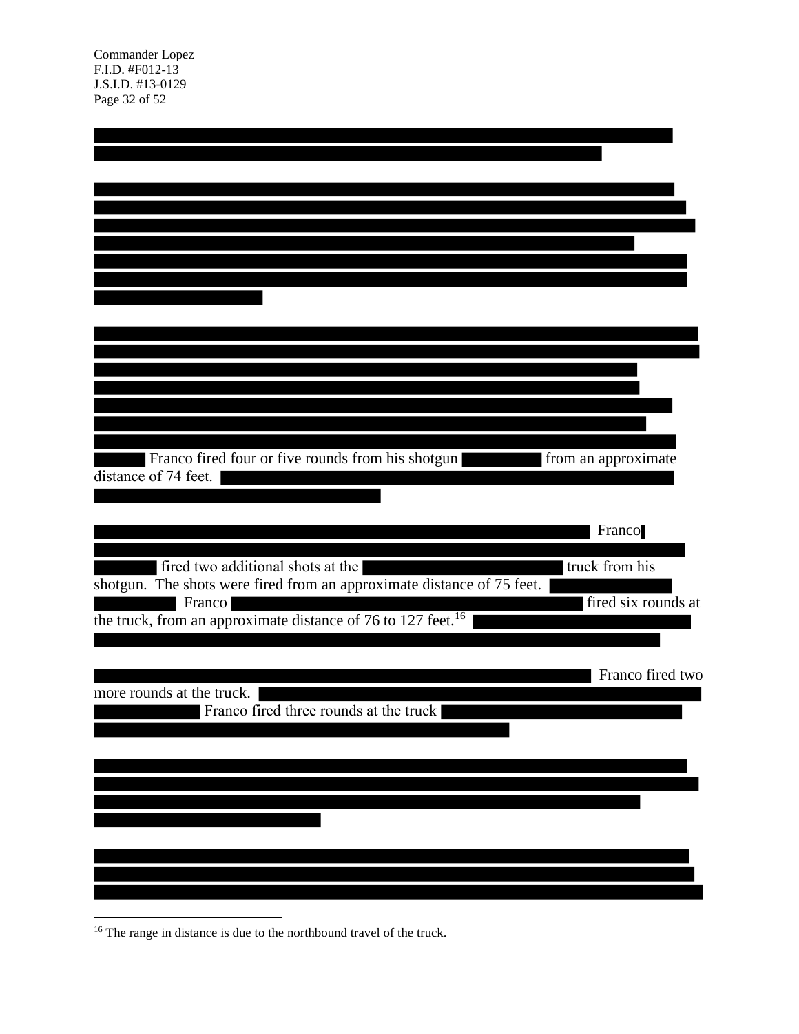Franco fired four or five rounds from his shotgun from an approximate distance of 74 feet.

Franco fired two additional shots at the truck from his shotgun. The shots were fired from an approximate distance of 75 feet. Franco fired six rounds at the truck, from an approximate distance of 76 to 127 feet.[16]

Franco fired two more rounds at the truck. Franco fired three rounds at the truck

[16] The range in distance is due to the northbound travel of the truck.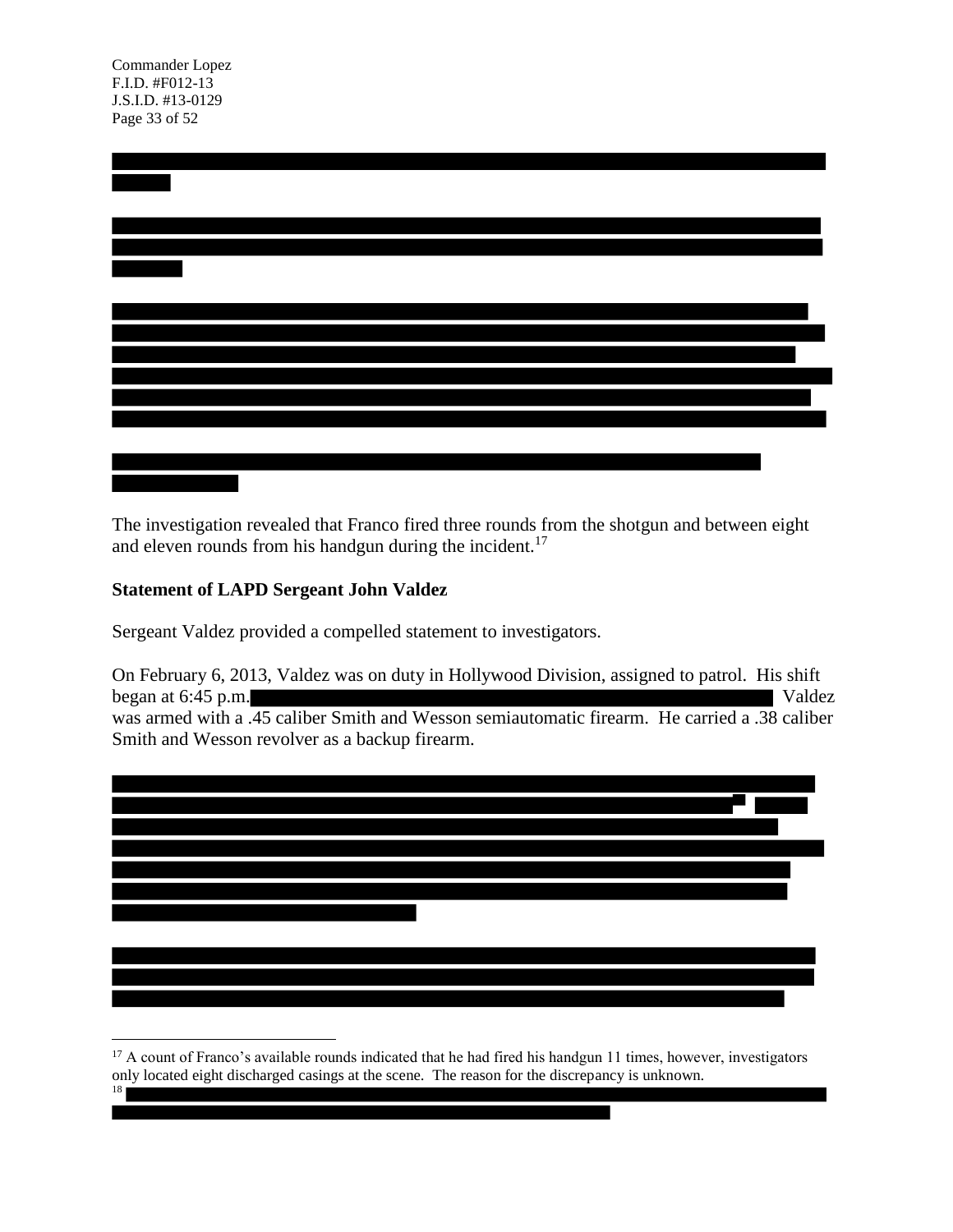The investigation revealed that Franco fired three rounds from the shotgun and between eight and eleven rounds from his handgun during the incident.[17]

**Statement of LAPD Sergeant John Valdez**

Sergeant Valdez provided a compelled statement to investigators.

On February 6, 2013, Valdez was on duty in Hollywood Division, assigned to patrol. His shift began at 6:45 p.m. Valdez was armed with a .45 caliber Smith and Wesson semiautomatic firearm. He carried a .38 caliber Smith and Wesson revolver as a backup firearm.

[17] A count of Franco's available rounds indicated that he had fired his handgun 11 times, however, investigators only located eight discharged casings at the scene. The reason for the discrepancy is unknown.

[18]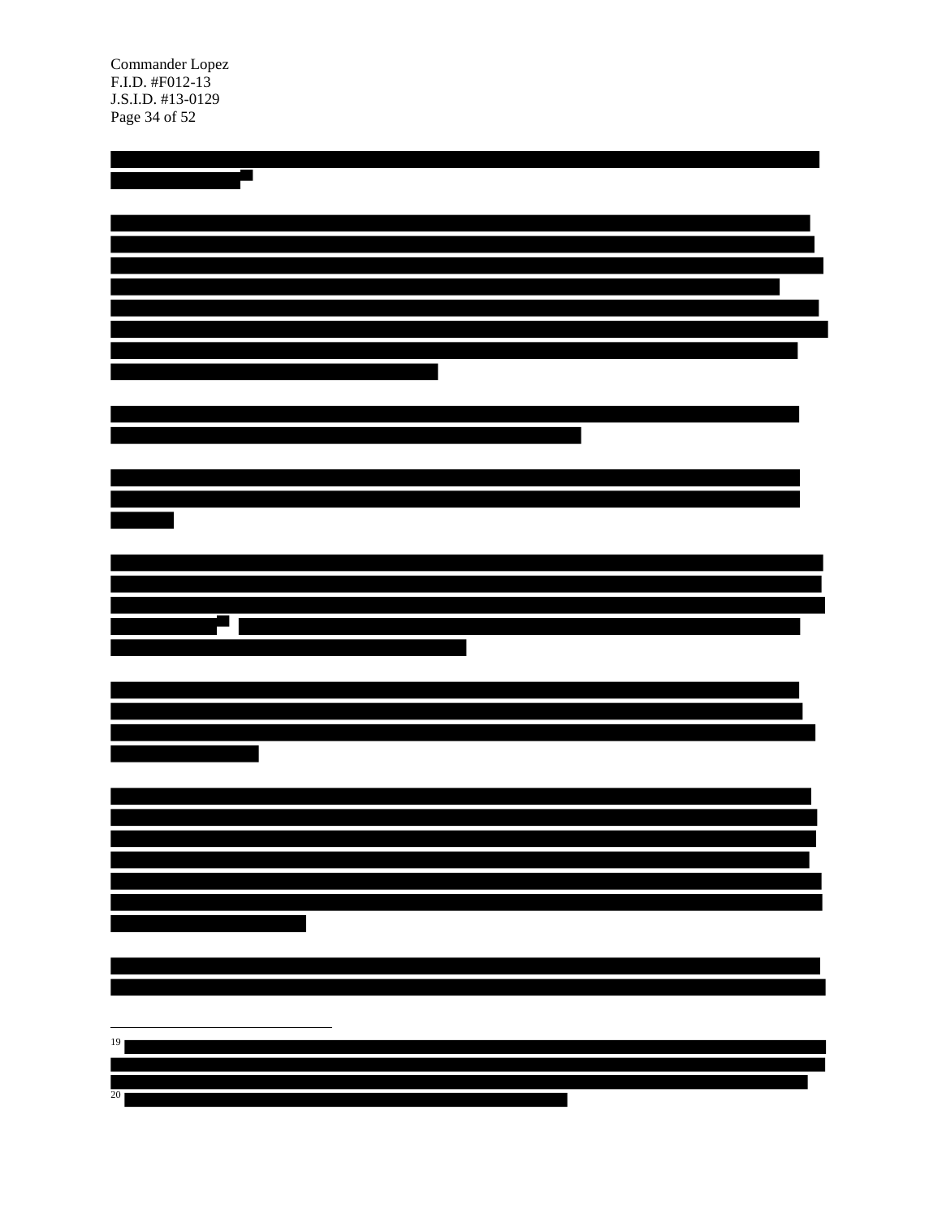[19]

[20]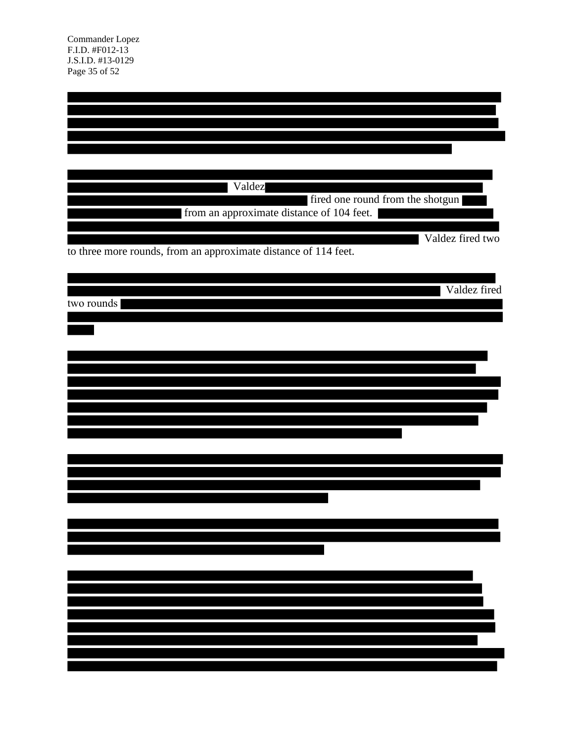Valdez fired one round from the shotgun from an approximate distance of 104 feet. Valdez fired two to three more rounds, from an approximate distance of 114 feet.

Valdez fired two rounds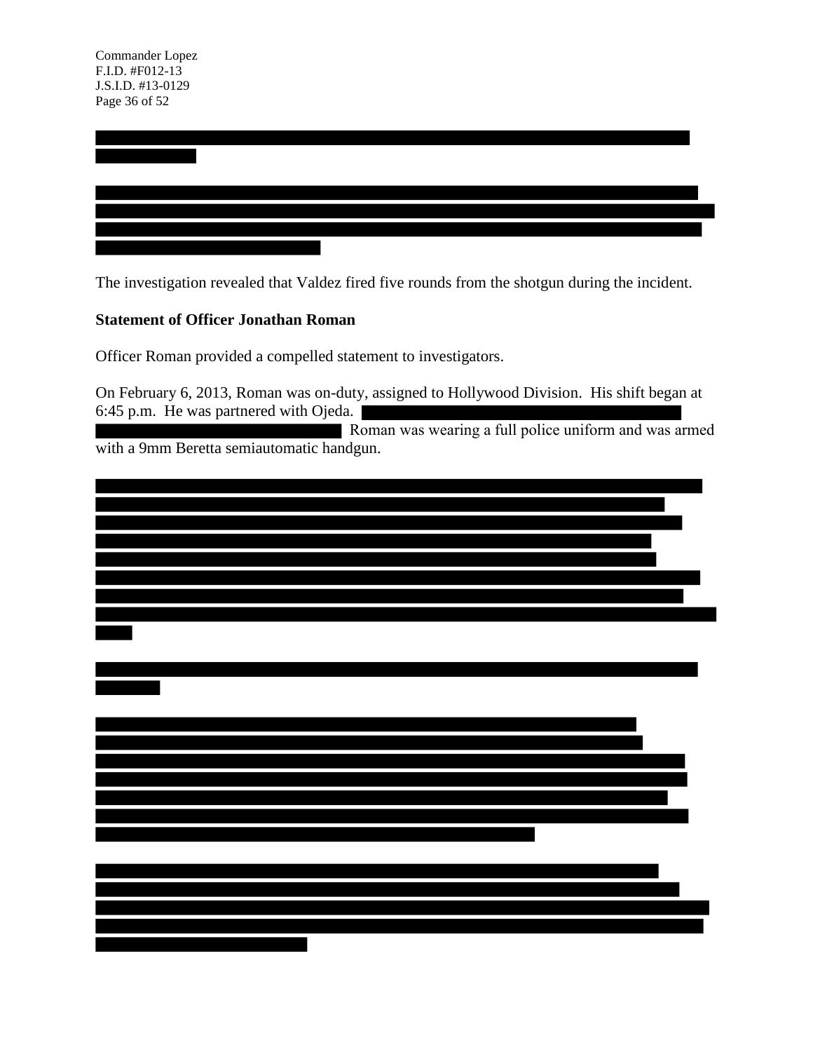The investigation revealed that Valdez fired five rounds from the shotgun during the incident.

**Statement of Officer Jonathan Roman**

Officer Roman provided a compelled statement to investigators.

On February 6, 2013, Roman was on-duty, assigned to Hollywood Division. His shift began at 6:45 p.m. He was partnered with Ojeda. Roman was wearing a full police uniform and was armed with a 9mm Beretta semiautomatic handgun.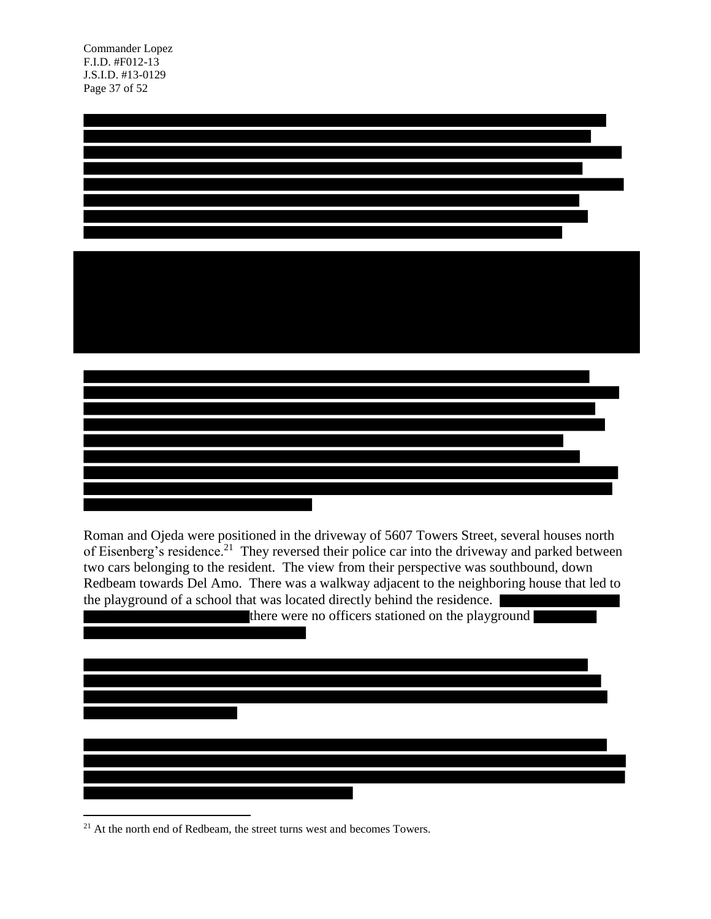Roman and Ojeda were positioned in the driveway of 5607 Towers Street, several houses north of Eisenberg's residence.[21] They reversed their police car into the driveway and parked between two cars belonging to the resident. The view from their perspective was southbound, down Redbeam towards Del Amo. There was a walkway adjacent to the neighboring house that led to the playground of a school that was located directly behind the residence. there were no officers stationed on the playground

[21] At the north end of Redbeam, the street turns west and becomes Towers.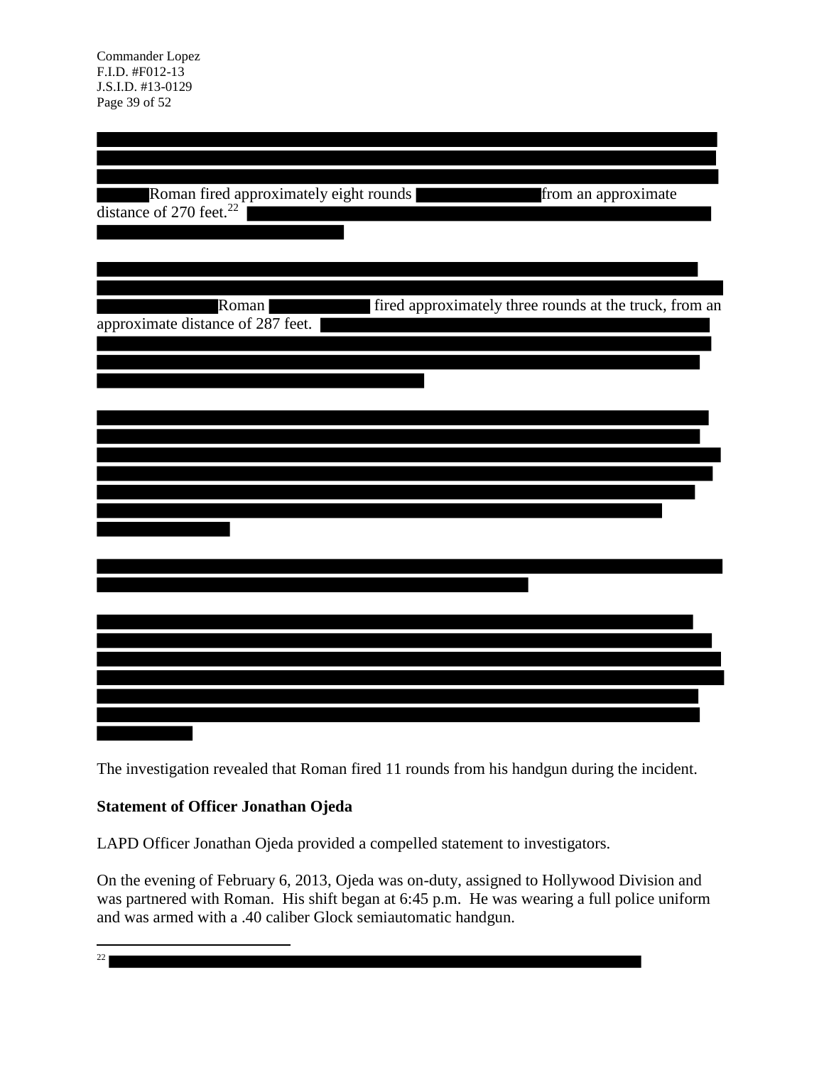Roman fired approximately eight rounds from an approximate distance of 270 feet.[22]

Roman fired approximately three rounds at the truck, from an approximate distance of 287 feet.

The investigation revealed that Roman fired 11 rounds from his handgun during the incident.

**Statement of Officer Jonathan Ojeda**

LAPD Officer Jonathan Ojeda provided a compelled statement to investigators.

On the evening of February 6, 2013, Ojeda was on-duty, assigned to Hollywood Division and was partnered with Roman. His shift began at 6:45 p.m. He was wearing a full police uniform and was armed with a .40 caliber Glock semiautomatic handgun.

[22]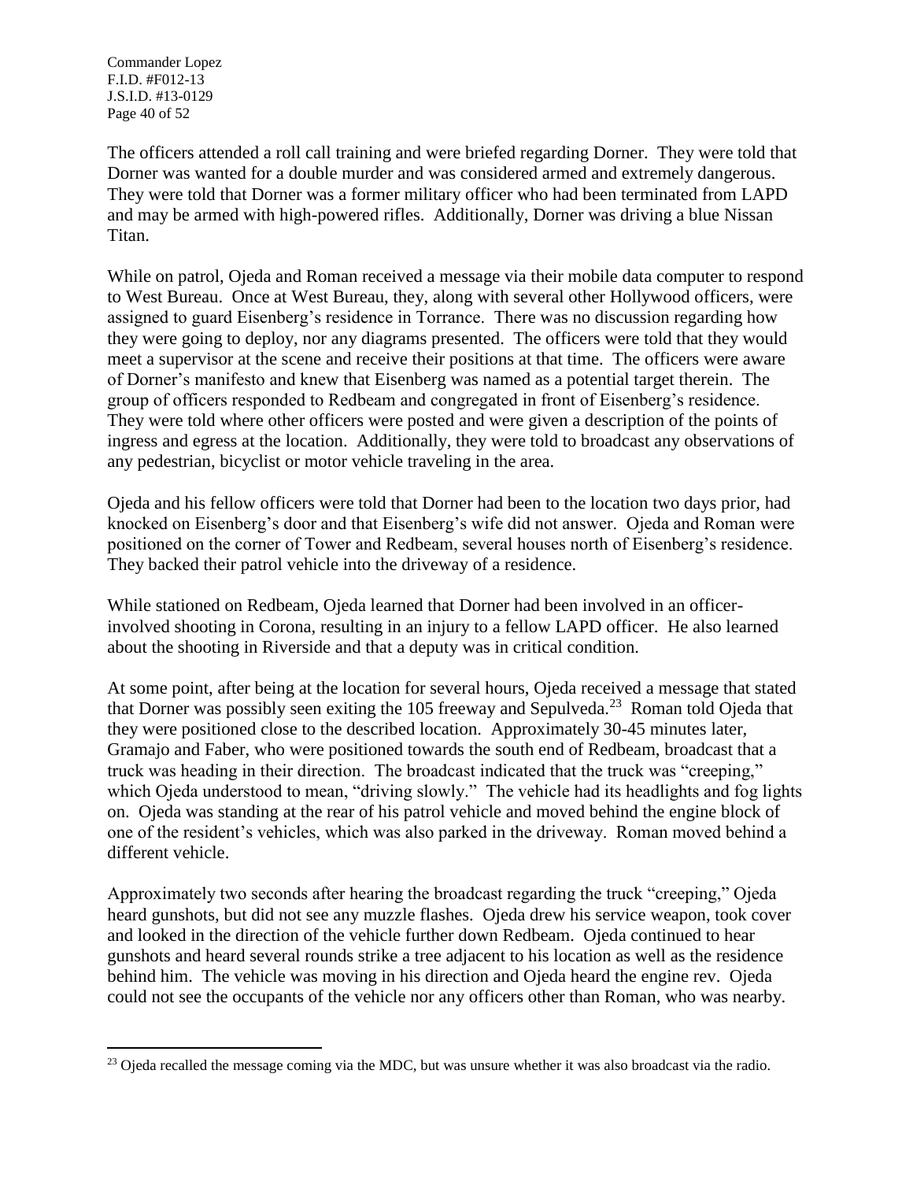The officers attended a roll call training and were briefed regarding Dorner. They were told that Dorner was wanted for a double murder and was considered armed and extremely dangerous. They were told that Dorner was a former military officer who had been terminated from LAPD and may be armed with high-powered rifles. Additionally, Dorner was driving a blue Nissan Titan.

While on patrol, Ojeda and Roman received a message via their mobile data computer to respond to West Bureau. Once at West Bureau, they, along with several other Hollywood officers, were assigned to guard Eisenberg's residence in Torrance. There was no discussion regarding how they were going to deploy, nor any diagrams presented. The officers were told that they would meet a supervisor at the scene and receive their positions at that time. The officers were aware of Dorner's manifesto and knew that Eisenberg was named as a potential target therein. The group of officers responded to Redbeam and congregated in front of Eisenberg's residence. They were told where other officers were posted and were given a description of the points of ingress and egress at the location. Additionally, they were told to broadcast any observations of any pedestrian, bicyclist or motor vehicle traveling in the area.

Ojeda and his fellow officers were told that Dorner had been to the location two days prior, had knocked on Eisenberg's door and that Eisenberg's wife did not answer. Ojeda and Roman were positioned on the corner of Tower and Redbeam, several houses north of Eisenberg's residence. They backed their patrol vehicle into the driveway of a residence.

While stationed on Redbeam, Ojeda learned that Dorner had been involved in an officer-involved shooting in Corona, resulting in an injury to a fellow LAPD officer. He also learned about the shooting in Riverside and that a deputy was in critical condition.

At some point, after being at the location for several hours, Ojeda received a message that stated that Dorner was possibly seen exiting the 105 freeway and Sepulveda.[23] Roman told Ojeda that they were positioned close to the described location. Approximately 30-45 minutes later, Gramajo and Faber, who were positioned towards the south end of Redbeam, broadcast that a truck was heading in their direction. The broadcast indicated that the truck was "creeping," which Ojeda understood to mean, "driving slowly." The vehicle had its headlights and fog lights on. Ojeda was standing at the rear of his patrol vehicle and moved behind the engine block of one of the resident's vehicles, which was also parked in the driveway. Roman moved behind a different vehicle.

Approximately two seconds after hearing the broadcast regarding the truck "creeping," Ojeda heard gunshots, but did not see any muzzle flashes. Ojeda drew his service weapon, took cover and looked in the direction of the vehicle further down Redbeam. Ojeda continued to hear gunshots and heard several rounds strike a tree adjacent to his location as well as the residence behind him. The vehicle was moving in his direction and Ojeda heard the engine rev. Ojeda could not see the occupants of the vehicle nor any officers other than Roman, who was nearby.

[23] Ojeda recalled the message coming via the MDC, but was unsure whether it was also broadcast via the radio.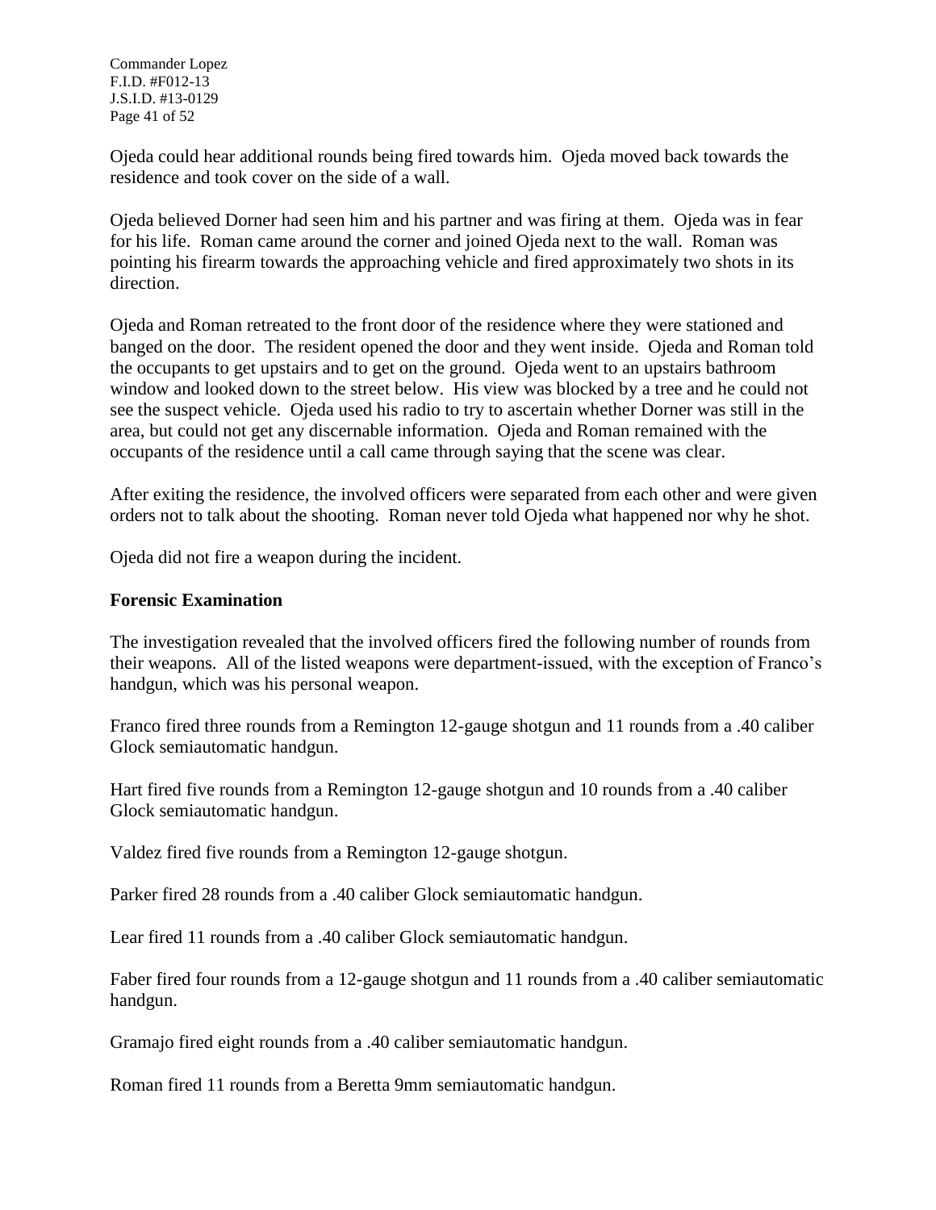Ojeda could hear additional rounds being fired towards him. Ojeda moved back towards the residence and took cover on the side of a wall.

Ojeda believed Dorner had seen him and his partner and was firing at them. Ojeda was in fear for his life. Roman came around the corner and joined Ojeda next to the wall. Roman was pointing his firearm towards the approaching vehicle and fired approximately two shots in its direction.

Ojeda and Roman retreated to the front door of the residence where they were stationed and banged on the door. The resident opened the door and they went inside. Ojeda and Roman told the occupants to get upstairs and to get on the ground. Ojeda went to an upstairs bathroom window and looked down to the street below. His view was blocked by a tree and he could not see the suspect vehicle. Ojeda used his radio to try to ascertain whether Dorner was still in the area, but could not get any discernable information. Ojeda and Roman remained with the occupants of the residence until a call came through saying that the scene was clear.

After exiting the residence, the involved officers were separated from each other and were given orders not to talk about the shooting. Roman never told Ojeda what happened nor why he shot.

Ojeda did not fire a weapon during the incident.

**Forensic Examination**

The investigation revealed that the involved officers fired the following number of rounds from their weapons. All of the listed weapons were department-issued, with the exception of Franco's handgun, which was his personal weapon.

Franco fired three rounds from a Remington 12-gauge shotgun and 11 rounds from a .40 caliber Glock semiautomatic handgun.

Hart fired five rounds from a Remington 12-gauge shotgun and 10 rounds from a .40 caliber Glock semiautomatic handgun.

Valdez fired five rounds from a Remington 12-gauge shotgun.

Parker fired 28 rounds from a .40 caliber Glock semiautomatic handgun.

Lear fired 11 rounds from a .40 caliber Glock semiautomatic handgun.

Faber fired four rounds from a 12-gauge shotgun and 11 rounds from a .40 caliber semiautomatic handgun.

Gramajo fired eight rounds from a .40 caliber semiautomatic handgun.

Roman fired 11 rounds from a Beretta 9mm semiautomatic handgun.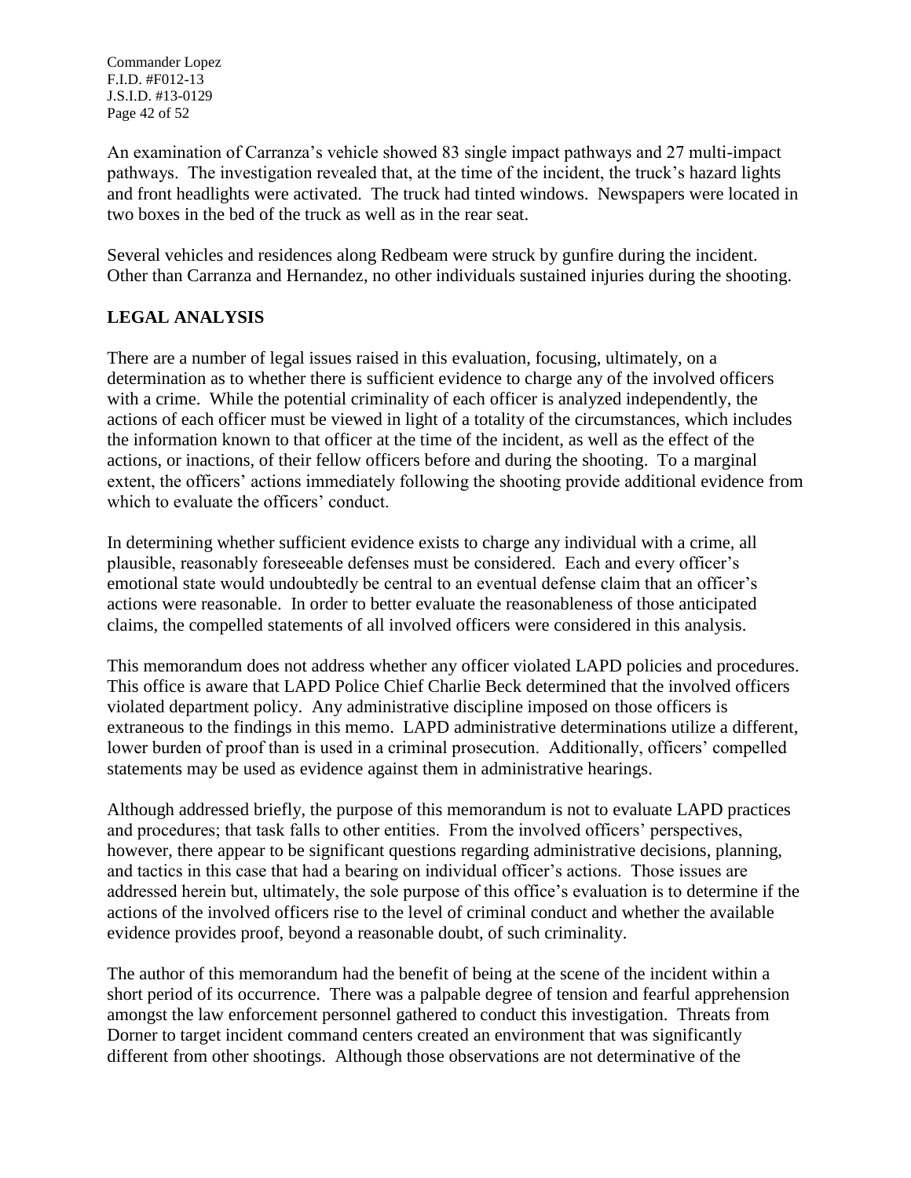An examination of Carranza's vehicle showed 83 single impact pathways and 27 multi-impact pathways. The investigation revealed that, at the time of the incident, the truck's hazard lights and front headlights were activated. The truck had tinted windows. Newspapers were located in two boxes in the bed of the truck as well as in the rear seat.

Several vehicles and residences along Redbeam were struck by gunfire during the incident. Other than Carranza and Hernandez, no other individuals sustained injuries during the shooting.

## LEGAL ANALYSIS

There are a number of legal issues raised in this evaluation, focusing, ultimately, on a determination as to whether there is sufficient evidence to charge any of the involved officers with a crime. While the potential criminality of each officer is analyzed independently, the actions of each officer must be viewed in light of a totality of the circumstances, which includes the information known to that officer at the time of the incident, as well as the effect of the actions, or inactions, of their fellow officers before and during the shooting. To a marginal extent, the officers' actions immediately following the shooting provide additional evidence from which to evaluate the officers' conduct.

In determining whether sufficient evidence exists to charge any individual with a crime, all plausible, reasonably foreseeable defenses must be considered. Each and every officer's emotional state would undoubtedly be central to an eventual defense claim that an officer's actions were reasonable. In order to better evaluate the reasonableness of those anticipated claims, the compelled statements of all involved officers were considered in this analysis.

This memorandum does not address whether any officer violated LAPD policies and procedures. This office is aware that LAPD Police Chief Charlie Beck determined that the involved officers violated department policy. Any administrative discipline imposed on those officers is extraneous to the findings in this memo. LAPD administrative determinations utilize a different, lower burden of proof than is used in a criminal prosecution. Additionally, officers' compelled statements may be used as evidence against them in administrative hearings.

Although addressed briefly, the purpose of this memorandum is not to evaluate LAPD practices and procedures; that task falls to other entities. From the involved officers' perspectives, however, there appear to be significant questions regarding administrative decisions, planning, and tactics in this case that had a bearing on individual officer's actions. Those issues are addressed herein but, ultimately, the sole purpose of this office's evaluation is to determine if the actions of the involved officers rise to the level of criminal conduct and whether the available evidence provides proof, beyond a reasonable doubt, of such criminality.

The author of this memorandum had the benefit of being at the scene of the incident within a short period of its occurrence. There was a palpable degree of tension and fearful apprehension amongst the law enforcement personnel gathered to conduct this investigation. Threats from Dorner to target incident command centers created an environment that was significantly different from other shootings. Although those observations are not determinative of the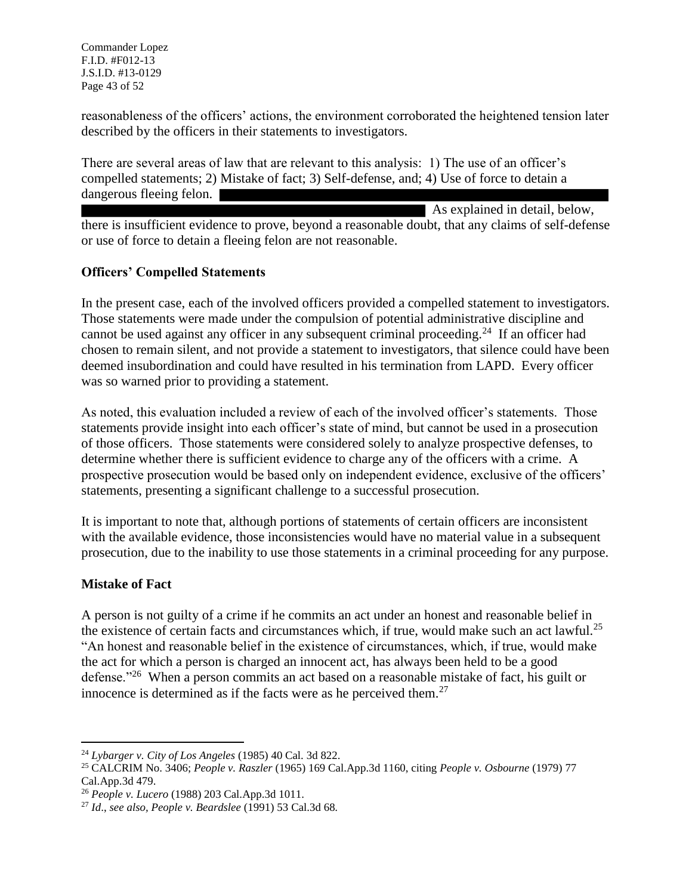reasonableness of the officers' actions, the environment corroborated the heightened tension later described by the officers in their statements to investigators.

There are several areas of law that are relevant to this analysis: 1) The use of an officer's compelled statements; 2) Mistake of fact; 3) Self-defense, and; 4) Use of force to detain a dangerous fleeing felon. ██████████████████████████████████████████████████████ As explained in detail, below, there is insufficient evidence to prove, beyond a reasonable doubt, that any claims of self-defense or use of force to detain a fleeing felon are not reasonable.

**Officers' Compelled Statements**

In the present case, each of the involved officers provided a compelled statement to investigators. Those statements were made under the compulsion of potential administrative discipline and cannot be used against any officer in any subsequent criminal proceeding.[24] If an officer had chosen to remain silent, and not provide a statement to investigators, that silence could have been deemed insubordination and could have resulted in his termination from LAPD. Every officer was so warned prior to providing a statement.

As noted, this evaluation included a review of each of the involved officer's statements. Those statements provide insight into each officer's state of mind, but cannot be used in a prosecution of those officers. Those statements were considered solely to analyze prospective defenses, to determine whether there is sufficient evidence to charge any of the officers with a crime. A prospective prosecution would be based only on independent evidence, exclusive of the officers' statements, presenting a significant challenge to a successful prosecution.

It is important to note that, although portions of statements of certain officers are inconsistent with the available evidence, those inconsistencies would have no material value in a subsequent prosecution, due to the inability to use those statements in a criminal proceeding for any purpose.

**Mistake of Fact**

A person is not guilty of a crime if he commits an act under an honest and reasonable belief in the existence of certain facts and circumstances which, if true, would make such an act lawful.[25] "An honest and reasonable belief in the existence of circumstances, which, if true, would make the act for which a person is charged an innocent act, has always been held to be a good defense."[26] When a person commits an act based on a reasonable mistake of fact, his guilt or innocence is determined as if the facts were as he perceived them.[27]

---

[24] *Lybarger v. City of Los Angeles* (1985) 40 Cal. 3d 822.

[25] CALCRIM No. 3406; *People v. Raszler* (1965) 169 Cal.App.3d 1160, citing *People v. Osbourne* (1979) 77 Cal.App.3d 479.

[26] *People v. Lucero* (1988) 203 Cal.App.3d 1011.

[27] *Id*., *see also, People v. Beardslee* (1991) 53 Cal.3d 68.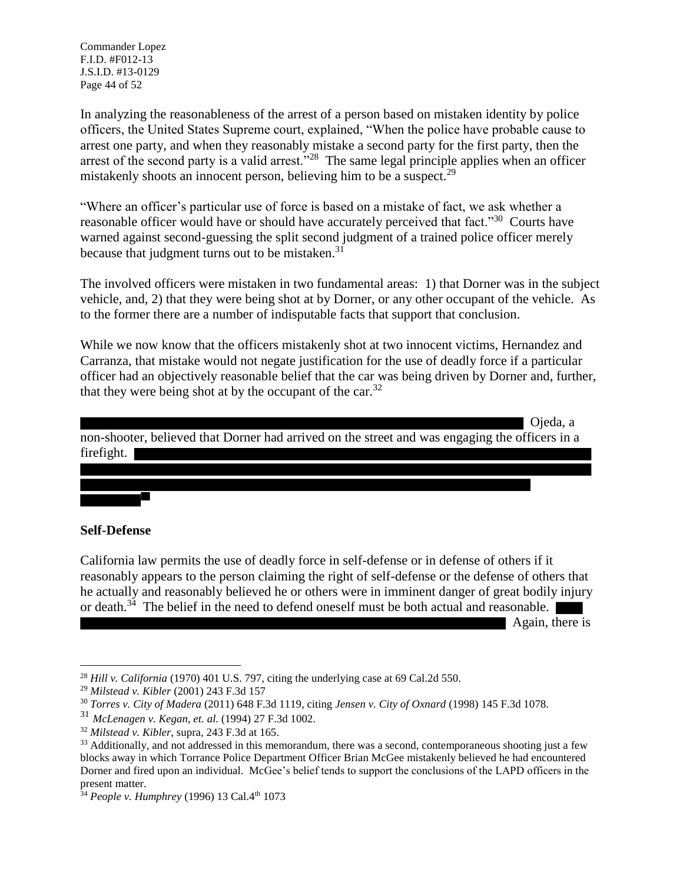In analyzing the reasonableness of the arrest of a person based on mistaken identity by police officers, the United States Supreme court, explained, "When the police have probable cause to arrest one party, and when they reasonably mistake a second party for the first party, then the arrest of the second party is a valid arrest."[28] The same legal principle applies when an officer mistakenly shoots an innocent person, believing him to be a suspect.[29]

"Where an officer's particular use of force is based on a mistake of fact, we ask whether a reasonable officer would have or should have accurately perceived that fact."[30] Courts have warned against second-guessing the split second judgment of a trained police officer merely because that judgment turns out to be mistaken.[31]

The involved officers were mistaken in two fundamental areas: 1) that Dorner was in the subject vehicle, and, 2) that they were being shot at by Dorner, or any other occupant of the vehicle. As to the former there are a number of indisputable facts that support that conclusion.

While we now know that the officers mistakenly shot at two innocent victims, Hernandez and Carranza, that mistake would not negate justification for the use of deadly force if a particular officer had an objectively reasonable belief that the car was being driven by Dorner and, further, that they were being shot at by the occupant of the car.[32]

[REDACTED] Ojeda, a non-shooter, believed that Dorner had arrived on the street and was engaging the officers in a firefight. [REDACTED][33]

## Self-Defense

California law permits the use of deadly force in self-defense or in defense of others if it reasonably appears to the person claiming the right of self-defense or the defense of others that he actually and reasonably believed he or others were in imminent danger of great bodily injury or death.[34] The belief in the need to defend oneself must be both actual and reasonable. [REDACTED] Again, there is

---

[28] *Hill v. California* (1970) 401 U.S. 797, citing the underlying case at 69 Cal.2d 550.

[29] *Milstead v. Kibler* (2001) 243 F.3d 157

[30] *Torres v. City of Madera* (2011) 648 F.3d 1119, citing *Jensen v. City of Oxnard* (1998) 145 F.3d 1078.

[31] *McLenagen v. Kegan, et. al.* (1994) 27 F.3d 1002.

[32] *Milstead v. Kibler*, supra, 243 F.3d at 165.

[33] Additionally, and not addressed in this memorandum, there was a second, contemporaneous shooting just a few blocks away in which Torrance Police Department Officer Brian McGee mistakenly believed he had encountered Dorner and fired upon an individual. McGee's belief tends to support the conclusions of the LAPD officers in the present matter.

[34] *People v. Humphrey* (1996) 13 Cal.4th 1073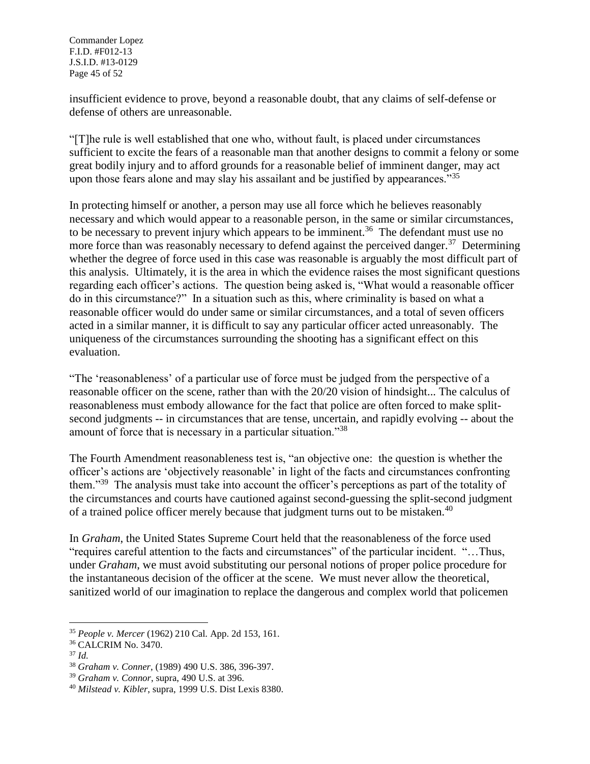insufficient evidence to prove, beyond a reasonable doubt, that any claims of self-defense or defense of others are unreasonable.

"[T]he rule is well established that one who, without fault, is placed under circumstances sufficient to excite the fears of a reasonable man that another designs to commit a felony or some great bodily injury and to afford grounds for a reasonable belief of imminent danger, may act upon those fears alone and may slay his assailant and be justified by appearances."[35]

In protecting himself or another, a person may use all force which he believes reasonably necessary and which would appear to a reasonable person, in the same or similar circumstances, to be necessary to prevent injury which appears to be imminent.[36] The defendant must use no more force than was reasonably necessary to defend against the perceived danger.[37] Determining whether the degree of force used in this case was reasonable is arguably the most difficult part of this analysis. Ultimately, it is the area in which the evidence raises the most significant questions regarding each officer's actions. The question being asked is, "What would a reasonable officer do in this circumstance?" In a situation such as this, where criminality is based on what a reasonable officer would do under same or similar circumstances, and a total of seven officers acted in a similar manner, it is difficult to say any particular officer acted unreasonably. The uniqueness of the circumstances surrounding the shooting has a significant effect on this evaluation.

"The 'reasonableness' of a particular use of force must be judged from the perspective of a reasonable officer on the scene, rather than with the 20/20 vision of hindsight... The calculus of reasonableness must embody allowance for the fact that police are often forced to make split-second judgments -- in circumstances that are tense, uncertain, and rapidly evolving -- about the amount of force that is necessary in a particular situation."[38]

The Fourth Amendment reasonableness test is, "an objective one: the question is whether the officer's actions are 'objectively reasonable' in light of the facts and circumstances confronting them."[39] The analysis must take into account the officer's perceptions as part of the totality of the circumstances and courts have cautioned against second-guessing the split-second judgment of a trained police officer merely because that judgment turns out to be mistaken.[40]

In *Graham*, the United States Supreme Court held that the reasonableness of the force used "requires careful attention to the facts and circumstances" of the particular incident. "…Thus, under *Graham*, we must avoid substituting our personal notions of proper police procedure for the instantaneous decision of the officer at the scene. We must never allow the theoretical, sanitized world of our imagination to replace the dangerous and complex world that policemen

---

[35] *People v. Mercer* (1962) 210 Cal. App. 2d 153, 161.

[36] CALCRIM No. 3470.

[37] *Id.*

[38] *Graham v. Conner*, (1989) 490 U.S. 386, 396-397.

[39] *Graham v. Connor*, supra, 490 U.S. at 396.

[40] *Milstead v. Kibler*, supra, 1999 U.S. Dist Lexis 8380.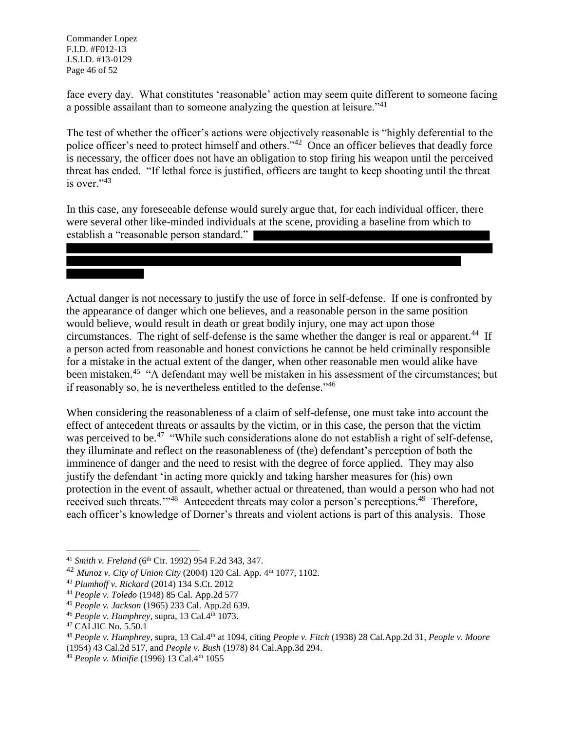face every day. What constitutes 'reasonable' action may seem quite different to someone facing a possible assailant than to someone analyzing the question at leisure."[41]

The test of whether the officer's actions were objectively reasonable is "highly deferential to the police officer's need to protect himself and others."[42] Once an officer believes that deadly force is necessary, the officer does not have an obligation to stop firing his weapon until the perceived threat has ended. "If lethal force is justified, officers are taught to keep shooting until the threat is over."[43]

In this case, any foreseeable defense would surely argue that, for each individual officer, there were several other like-minded individuals at the scene, providing a baseline from which to establish a "reasonable person standard."

Actual danger is not necessary to justify the use of force in self-defense. If one is confronted by the appearance of danger which one believes, and a reasonable person in the same position would believe, would result in death or great bodily injury, one may act upon those circumstances. The right of self-defense is the same whether the danger is real or apparent.[44] If a person acted from reasonable and honest convictions he cannot be held criminally responsible for a mistake in the actual extent of the danger, when other reasonable men would alike have been mistaken.[45] "A defendant may well be mistaken in his assessment of the circumstances; but if reasonably so, he is nevertheless entitled to the defense."[46]

When considering the reasonableness of a claim of self-defense, one must take into account the effect of antecedent threats or assaults by the victim, or in this case, the person that the victim was perceived to be.[47] "While such considerations alone do not establish a right of self-defense, they illuminate and reflect on the reasonableness of (the) defendant's perception of both the imminence of danger and the need to resist with the degree of force applied. They may also justify the defendant 'in acting more quickly and taking harsher measures for (his) own protection in the event of assault, whether actual or threatened, than would a person who had not received such threats.'"[48] Antecedent threats may color a person's perceptions.[49] Therefore, each officer's knowledge of Dorner's threats and violent actions is part of this analysis. Those

---

[41] *Smith v. Freland* (6th Cir. 1992) 954 F.2d 343, 347.

[42] *Munoz v. City of Union City* (2004) 120 Cal. App. 4th 1077, 1102.

[43] *Plumhoff v. Rickard* (2014) 134 S.Ct. 2012

[44] *People v. Toledo* (1948) 85 Cal. App.2d 577

[45] *People v. Jackson* (1965) 233 Cal. App.2d 639.

[46] *People v. Humphrey*, supra, 13 Cal.4th 1073.

[47] CALJIC No. 5.50.1

[48] *People v. Humphrey*, supra, 13 Cal.4th at 1094, citing *People v. Fitch* (1938) 28 Cal.App.2d 31, *People v. Moore* (1954) 43 Cal.2d 517, and *People v. Bush* (1978) 84 Cal.App.3d 294.

[49] *People v. Minifie* (1996) 13 Cal.4th 1055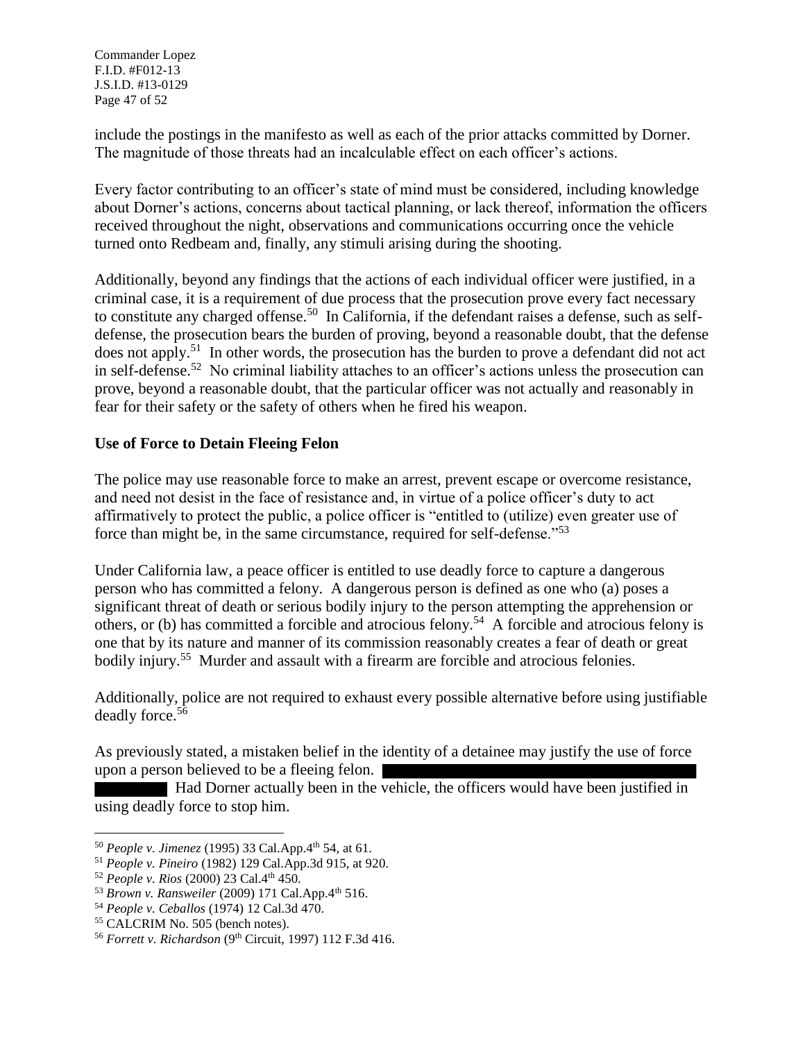include the postings in the manifesto as well as each of the prior attacks committed by Dorner. The magnitude of those threats had an incalculable effect on each officer's actions.

Every factor contributing to an officer's state of mind must be considered, including knowledge about Dorner's actions, concerns about tactical planning, or lack thereof, information the officers received throughout the night, observations and communications occurring once the vehicle turned onto Redbeam and, finally, any stimuli arising during the shooting.

Additionally, beyond any findings that the actions of each individual officer were justified, in a criminal case, it is a requirement of due process that the prosecution prove every fact necessary to constitute any charged offense.[50] In California, if the defendant raises a defense, such as self-defense, the prosecution bears the burden of proving, beyond a reasonable doubt, that the defense does not apply.[51] In other words, the prosecution has the burden to prove a defendant did not act in self-defense.[52] No criminal liability attaches to an officer's actions unless the prosecution can prove, beyond a reasonable doubt, that the particular officer was not actually and reasonably in fear for their safety or the safety of others when he fired his weapon.

**Use of Force to Detain Fleeing Felon**

The police may use reasonable force to make an arrest, prevent escape or overcome resistance, and need not desist in the face of resistance and, in virtue of a police officer's duty to act affirmatively to protect the public, a police officer is "entitled to (utilize) even greater use of force than might be, in the same circumstance, required for self-defense."[53]

Under California law, a peace officer is entitled to use deadly force to capture a dangerous person who has committed a felony. A dangerous person is defined as one who (a) poses a significant threat of death or serious bodily injury to the person attempting the apprehension or others, or (b) has committed a forcible and atrocious felony.[54] A forcible and atrocious felony is one that by its nature and manner of its commission reasonably creates a fear of death or great bodily injury.[55] Murder and assault with a firearm are forcible and atrocious felonies.

Additionally, police are not required to exhaust every possible alternative before using justifiable deadly force.[56]

As previously stated, a mistaken belief in the identity of a detainee may justify the use of force upon a person believed to be a fleeing felon. [REDACTED] Had Dorner actually been in the vehicle, the officers would have been justified in using deadly force to stop him.

---

[50] *People v. Jimenez* (1995) 33 Cal.App.4th 54, at 61.

[51] *People v. Pineiro* (1982) 129 Cal.App.3d 915, at 920.

[52] *People v. Rios* (2000) 23 Cal.4th 450.

[53] *Brown v. Ransweiler* (2009) 171 Cal.App.4th 516.

[54] *People v. Ceballos* (1974) 12 Cal.3d 470.

[55] CALCRIM No. 505 (bench notes).

[56] *Forrett v. Richardson* (9th Circuit, 1997) 112 F.3d 416.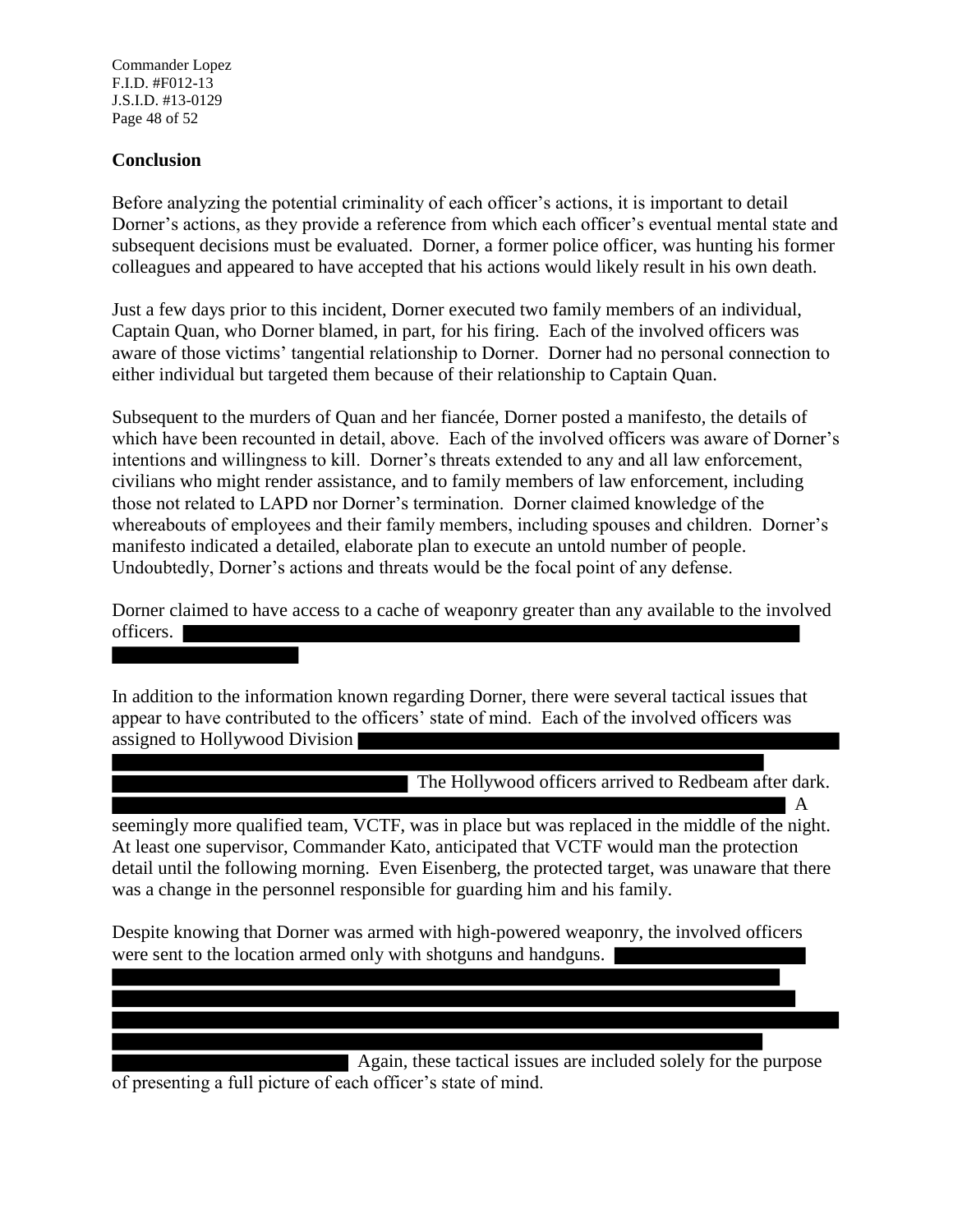## Conclusion

Before analyzing the potential criminality of each officer's actions, it is important to detail Dorner's actions, as they provide a reference from which each officer's eventual mental state and subsequent decisions must be evaluated. Dorner, a former police officer, was hunting his former colleagues and appeared to have accepted that his actions would likely result in his own death.

Just a few days prior to this incident, Dorner executed two family members of an individual, Captain Quan, who Dorner blamed, in part, for his firing. Each of the involved officers was aware of those victims' tangential relationship to Dorner. Dorner had no personal connection to either individual but targeted them because of their relationship to Captain Quan.

Subsequent to the murders of Quan and her fiancée, Dorner posted a manifesto, the details of which have been recounted in detail, above. Each of the involved officers was aware of Dorner's intentions and willingness to kill. Dorner's threats extended to any and all law enforcement, civilians who might render assistance, and to family members of law enforcement, including those not related to LAPD nor Dorner's termination. Dorner claimed knowledge of the whereabouts of employees and their family members, including spouses and children. Dorner's manifesto indicated a detailed, elaborate plan to execute an untold number of people. Undoubtedly, Dorner's actions and threats would be the focal point of any defense.

Dorner claimed to have access to a cache of weaponry greater than any available to the involved officers. [REDACTED]

In addition to the information known regarding Dorner, there were several tactical issues that appear to have contributed to the officers' state of mind. Each of the involved officers was assigned to Hollywood Division [REDACTED] The Hollywood officers arrived to Redbeam after dark. [REDACTED] A seemingly more qualified team, VCTF, was in place but was replaced in the middle of the night. At least one supervisor, Commander Kato, anticipated that VCTF would man the protection detail until the following morning. Even Eisenberg, the protected target, was unaware that there was a change in the personnel responsible for guarding him and his family.

Despite knowing that Dorner was armed with high-powered weaponry, the involved officers were sent to the location armed only with shotguns and handguns. [REDACTED] Again, these tactical issues are included solely for the purpose of presenting a full picture of each officer's state of mind.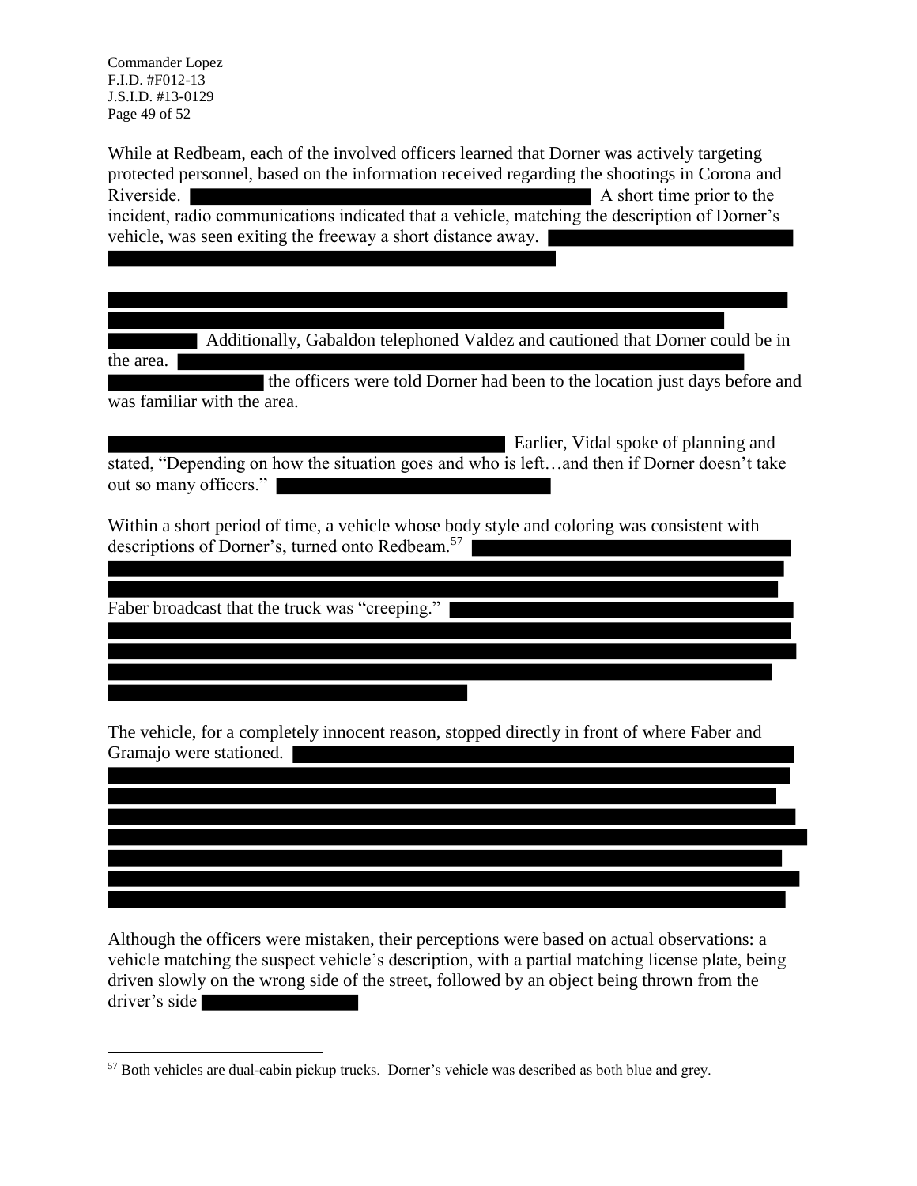While at Redbeam, each of the involved officers learned that Dorner was actively targeting protected personnel, based on the information received regarding the shootings in Corona and Riverside. ██████████ A short time prior to the incident, radio communications indicated that a vehicle, matching the description of Dorner's vehicle, was seen exiting the freeway a short distance away. ██████████

██████████ Additionally, Gabaldon telephoned Valdez and cautioned that Dorner could be in the area. ██████████ the officers were told Dorner had been to the location just days before and was familiar with the area.

██████████ Earlier, Vidal spoke of planning and stated, "Depending on how the situation goes and who is left…and then if Dorner doesn't take out so many officers." ██████████

Within a short period of time, a vehicle whose body style and coloring was consistent with descriptions of Dorner's, turned onto Redbeam.[57] ██████████ Faber broadcast that the truck was "creeping." ██████████

The vehicle, for a completely innocent reason, stopped directly in front of where Faber and Gramajo were stationed. ██████████

Although the officers were mistaken, their perceptions were based on actual observations: a vehicle matching the suspect vehicle's description, with a partial matching license plate, being driven slowly on the wrong side of the street, followed by an object being thrown from the driver's side ██████████

---

[57] Both vehicles are dual-cabin pickup trucks. Dorner's vehicle was described as both blue and grey.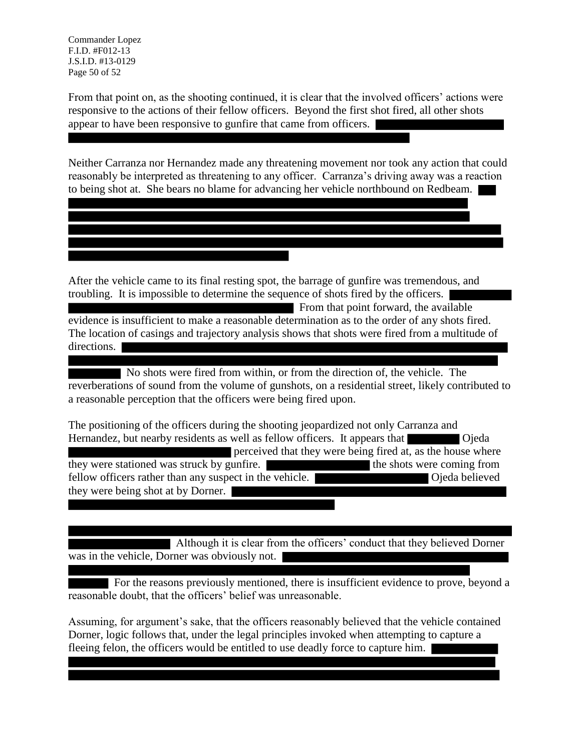From that point on, as the shooting continued, it is clear that the involved officers' actions were responsive to the actions of their fellow officers. Beyond the first shot fired, all other shots appear to have been responsive to gunfire that came from officers.

Neither Carranza nor Hernandez made any threatening movement nor took any action that could reasonably be interpreted as threatening to any officer. Carranza's driving away was a reaction to being shot at. She bears no blame for advancing her vehicle northbound on Redbeam.

After the vehicle came to its final resting spot, the barrage of gunfire was tremendous, and troubling. It is impossible to determine the sequence of shots fired by the officers. From that point forward, the available evidence is insufficient to make a reasonable determination as to the order of any shots fired. The location of casings and trajectory analysis shows that shots were fired from a multitude of directions. No shots were fired from within, or from the direction of, the vehicle. The reverberations of sound from the volume of gunshots, on a residential street, likely contributed to a reasonable perception that the officers were being fired upon.

The positioning of the officers during the shooting jeopardized not only Carranza and Hernandez, but nearby residents as well as fellow officers. It appears that Ojeda perceived that they were being fired at, as the house where they were stationed was struck by gunfire. the shots were coming from fellow officers rather than any suspect in the vehicle. Ojeda believed they were being shot at by Dorner.

Although it is clear from the officers' conduct that they believed Dorner was in the vehicle, Dorner was obviously not. For the reasons previously mentioned, there is insufficient evidence to prove, beyond a reasonable doubt, that the officers' belief was unreasonable.

Assuming, for argument's sake, that the officers reasonably believed that the vehicle contained Dorner, logic follows that, under the legal principles invoked when attempting to capture a fleeing felon, the officers would be entitled to use deadly force to capture him.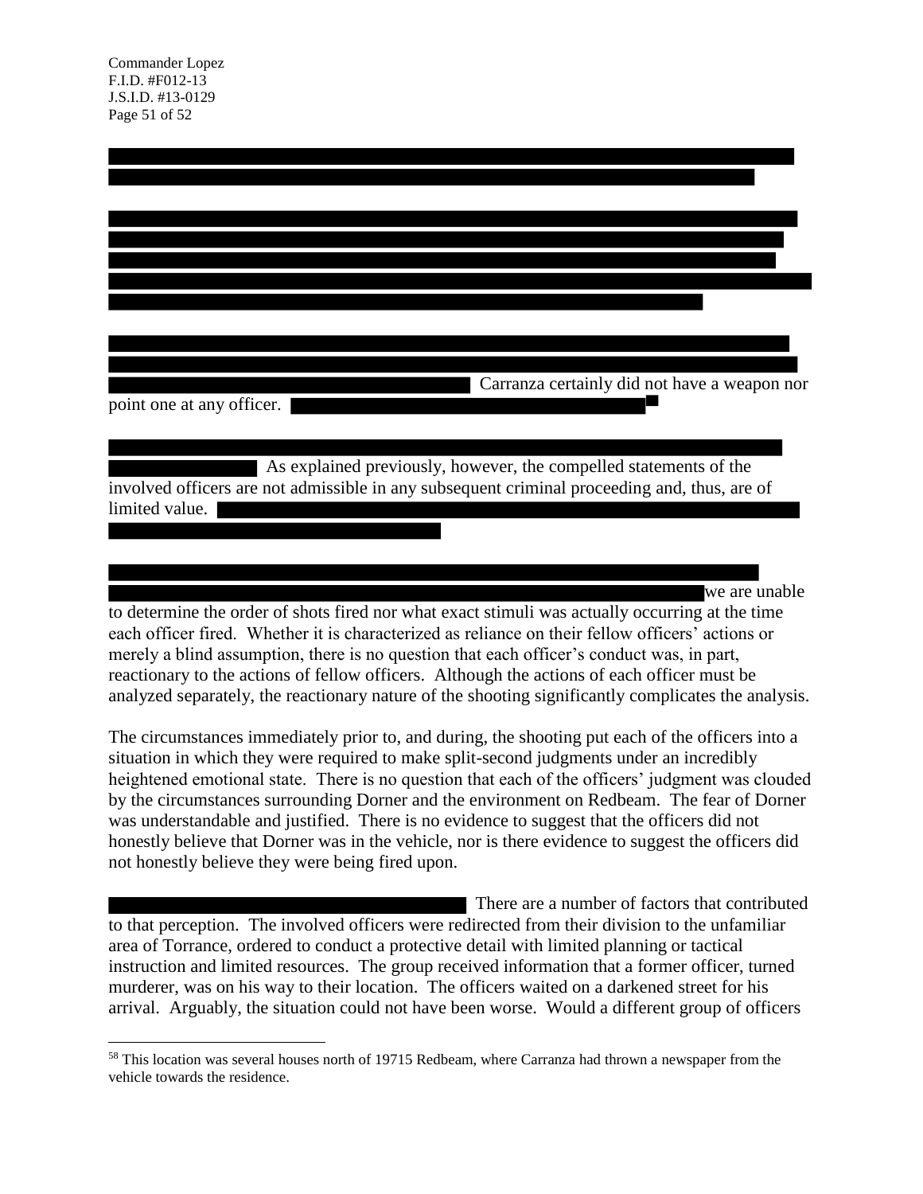Carranza certainly did not have a weapon nor point one at any officer.

As explained previously, however, the compelled statements of the involved officers are not admissible in any subsequent criminal proceeding and, thus, are of limited value.

we are unable to determine the order of shots fired nor what exact stimuli was actually occurring at the time each officer fired. Whether it is characterized as reliance on their fellow officers' actions or merely a blind assumption, there is no question that each officer's conduct was, in part, reactionary to the actions of fellow officers. Although the actions of each officer must be analyzed separately, the reactionary nature of the shooting significantly complicates the analysis.

The circumstances immediately prior to, and during, the shooting put each of the officers into a situation in which they were required to make split-second judgments under an incredibly heightened emotional state. There is no question that each of the officers' judgment was clouded by the circumstances surrounding Dorner and the environment on Redbeam. The fear of Dorner was understandable and justified. There is no evidence to suggest that the officers did not honestly believe that Dorner was in the vehicle, nor is there evidence to suggest the officers did not honestly believe they were being fired upon.

There are a number of factors that contributed to that perception. The involved officers were redirected from their division to the unfamiliar area of Torrance, ordered to conduct a protective detail with limited planning or tactical instruction and limited resources. The group received information that a former officer, turned murderer, was on his way to their location. The officers waited on a darkened street for his arrival. Arguably, the situation could not have been worse. Would a different group of officers

[58] This location was several houses north of 19715 Redbeam, where Carranza had thrown a newspaper from the vehicle towards the residence.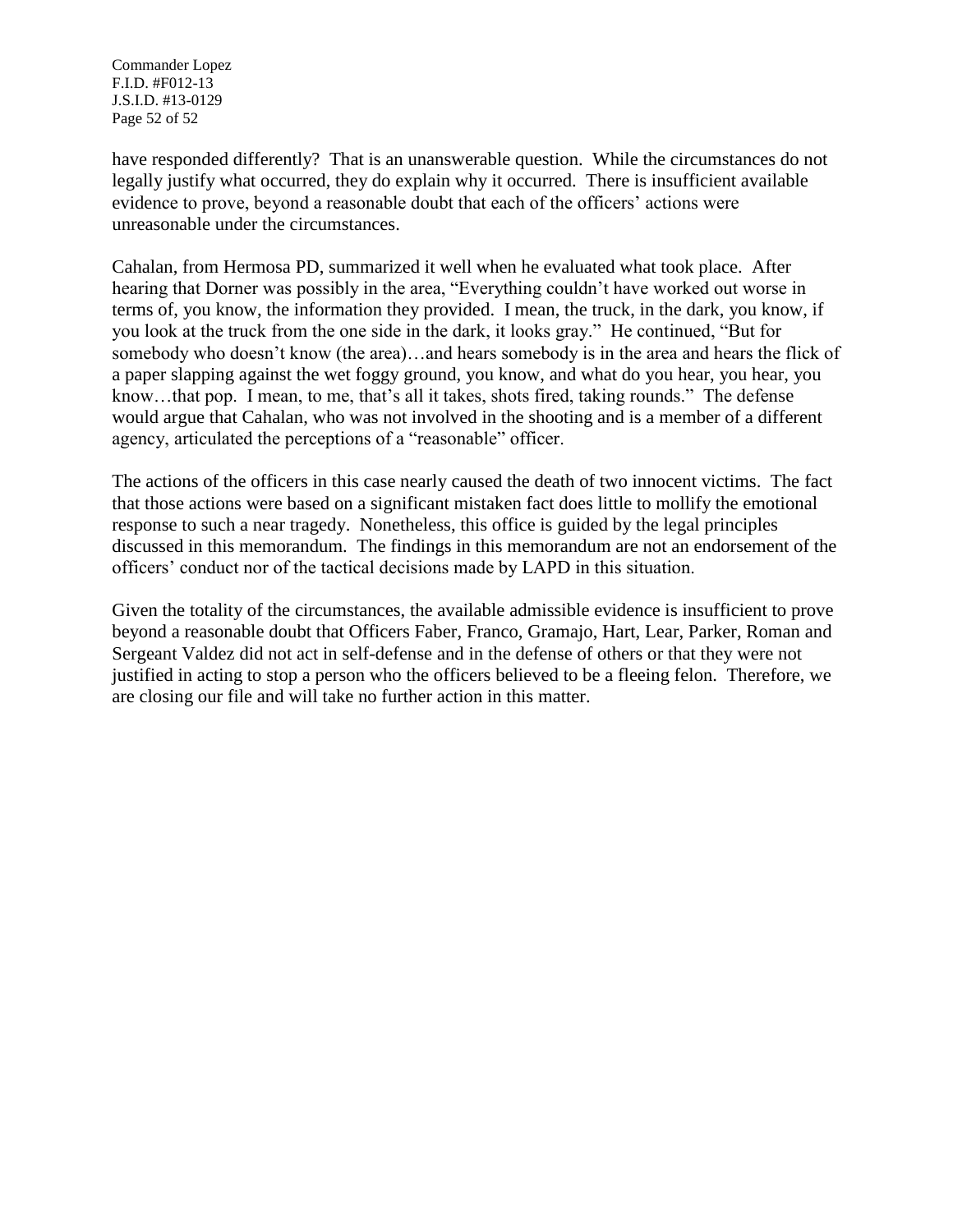have responded differently? That is an unanswerable question. While the circumstances do not legally justify what occurred, they do explain why it occurred. There is insufficient available evidence to prove, beyond a reasonable doubt that each of the officers' actions were unreasonable under the circumstances.

Cahalan, from Hermosa PD, summarized it well when he evaluated what took place. After hearing that Dorner was possibly in the area, "Everything couldn't have worked out worse in terms of, you know, the information they provided. I mean, the truck, in the dark, you know, if you look at the truck from the one side in the dark, it looks gray." He continued, "But for somebody who doesn't know (the area)…and hears somebody is in the area and hears the flick of a paper slapping against the wet foggy ground, you know, and what do you hear, you hear, you know…that pop. I mean, to me, that's all it takes, shots fired, taking rounds." The defense would argue that Cahalan, who was not involved in the shooting and is a member of a different agency, articulated the perceptions of a "reasonable" officer.

The actions of the officers in this case nearly caused the death of two innocent victims. The fact that those actions were based on a significant mistaken fact does little to mollify the emotional response to such a near tragedy. Nonetheless, this office is guided by the legal principles discussed in this memorandum. The findings in this memorandum are not an endorsement of the officers' conduct nor of the tactical decisions made by LAPD in this situation.

Given the totality of the circumstances, the available admissible evidence is insufficient to prove beyond a reasonable doubt that Officers Faber, Franco, Gramajo, Hart, Lear, Parker, Roman and Sergeant Valdez did not act in self-defense and in the defense of others or that they were not justified in acting to stop a person who the officers believed to be a fleeing felon. Therefore, we are closing our file and will take no further action in this matter.